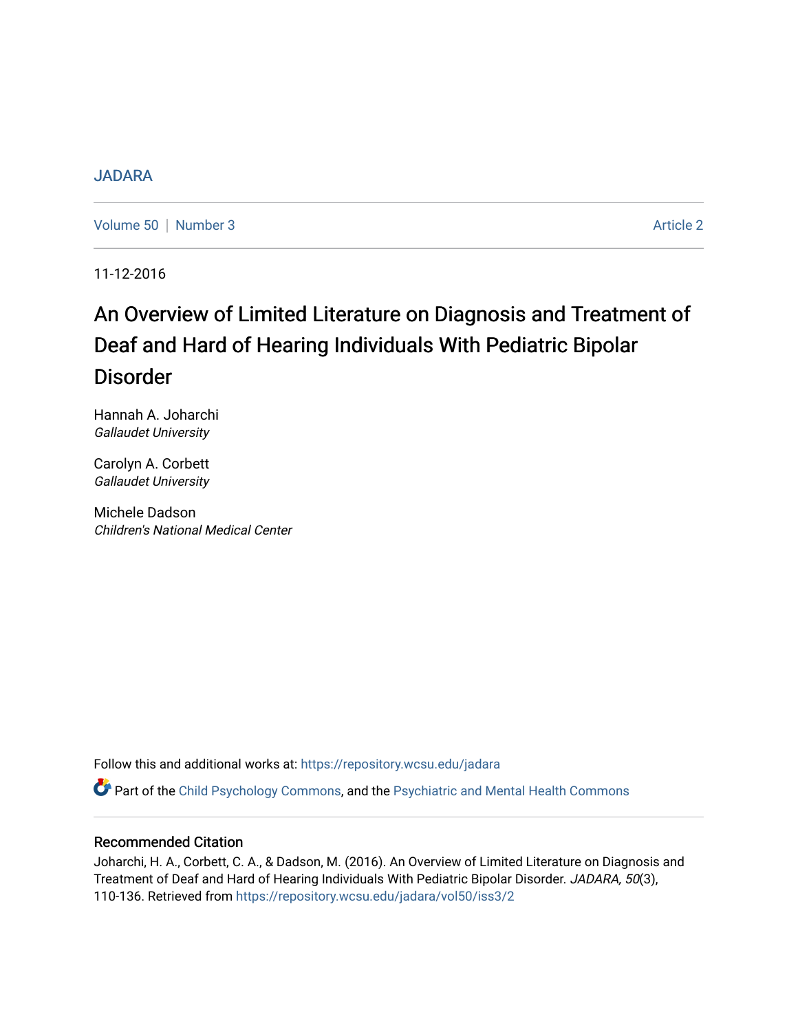JADARA

Volume 50 | Number 3 Article 2

11-12-2016

# An Overview of Limited Literature on Diagnosis and Treatment of Deaf and Hard of Hearing Individuals With Pediatric Bipolar Disorder

Hannah A. Joharchi
*Gallaudet University*

Carolyn A. Corbett
*Gallaudet University*

Michele Dadson
*Children's National Medical Center*

Follow this and additional works at: https://repository.wcsu.edu/jadara

Part of the Child Psychology Commons, and the Psychiatric and Mental Health Commons

## Recommended Citation

Joharchi, H. A., Corbett, C. A., & Dadson, M. (2016). An Overview of Limited Literature on Diagnosis and Treatment of Deaf and Hard of Hearing Individuals With Pediatric Bipolar Disorder. *JADARA, 50*(3), 110-136. Retrieved from https://repository.wcsu.edu/jadara/vol50/iss3/2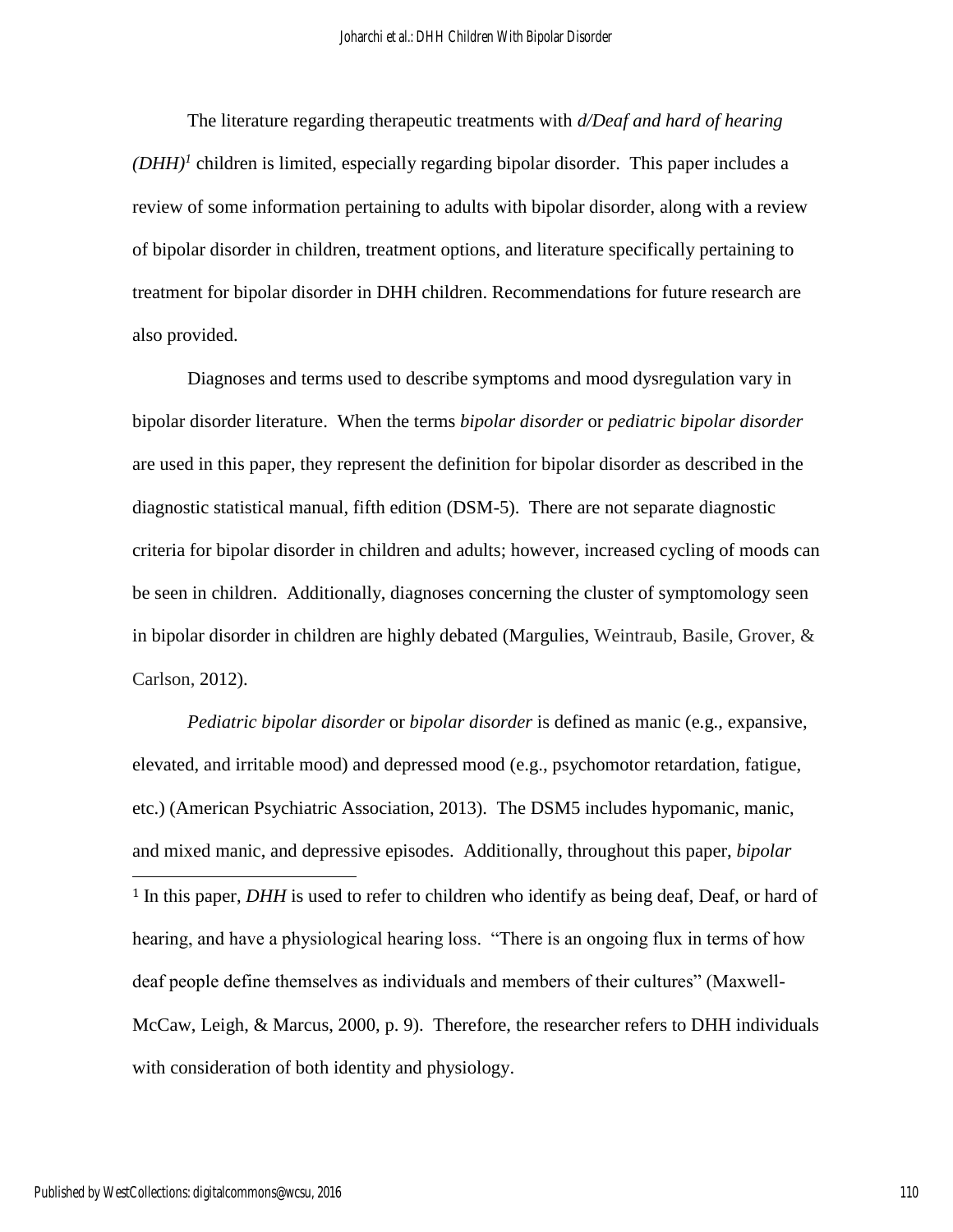The literature regarding therapeutic treatments with *d/Deaf and hard of hearing (DHH)*[1] children is limited, especially regarding bipolar disorder. This paper includes a review of some information pertaining to adults with bipolar disorder, along with a review of bipolar disorder in children, treatment options, and literature specifically pertaining to treatment for bipolar disorder in DHH children. Recommendations for future research are also provided.

Diagnoses and terms used to describe symptoms and mood dysregulation vary in bipolar disorder literature. When the terms *bipolar disorder* or *pediatric bipolar disorder* are used in this paper, they represent the definition for bipolar disorder as described in the diagnostic statistical manual, fifth edition (DSM-5). There are not separate diagnostic criteria for bipolar disorder in children and adults; however, increased cycling of moods can be seen in children. Additionally, diagnoses concerning the cluster of symptomology seen in bipolar disorder in children are highly debated (Margulies, Weintraub, Basile, Grover, & Carlson, 2012).

*Pediatric bipolar disorder* or *bipolar disorder* is defined as manic (e.g., expansive, elevated, and irritable mood) and depressed mood (e.g., psychomotor retardation, fatigue, etc.) (American Psychiatric Association, 2013). The DSM5 includes hypomanic, manic, and mixed manic, and depressive episodes. Additionally, throughout this paper, *bipolar*

---

[1] In this paper, *DHH* is used to refer to children who identify as being deaf, Deaf, or hard of hearing, and have a physiological hearing loss. "There is an ongoing flux in terms of how deaf people define themselves as individuals and members of their cultures" (Maxwell-McCaw, Leigh, & Marcus, 2000, p. 9). Therefore, the researcher refers to DHH individuals with consideration of both identity and physiology.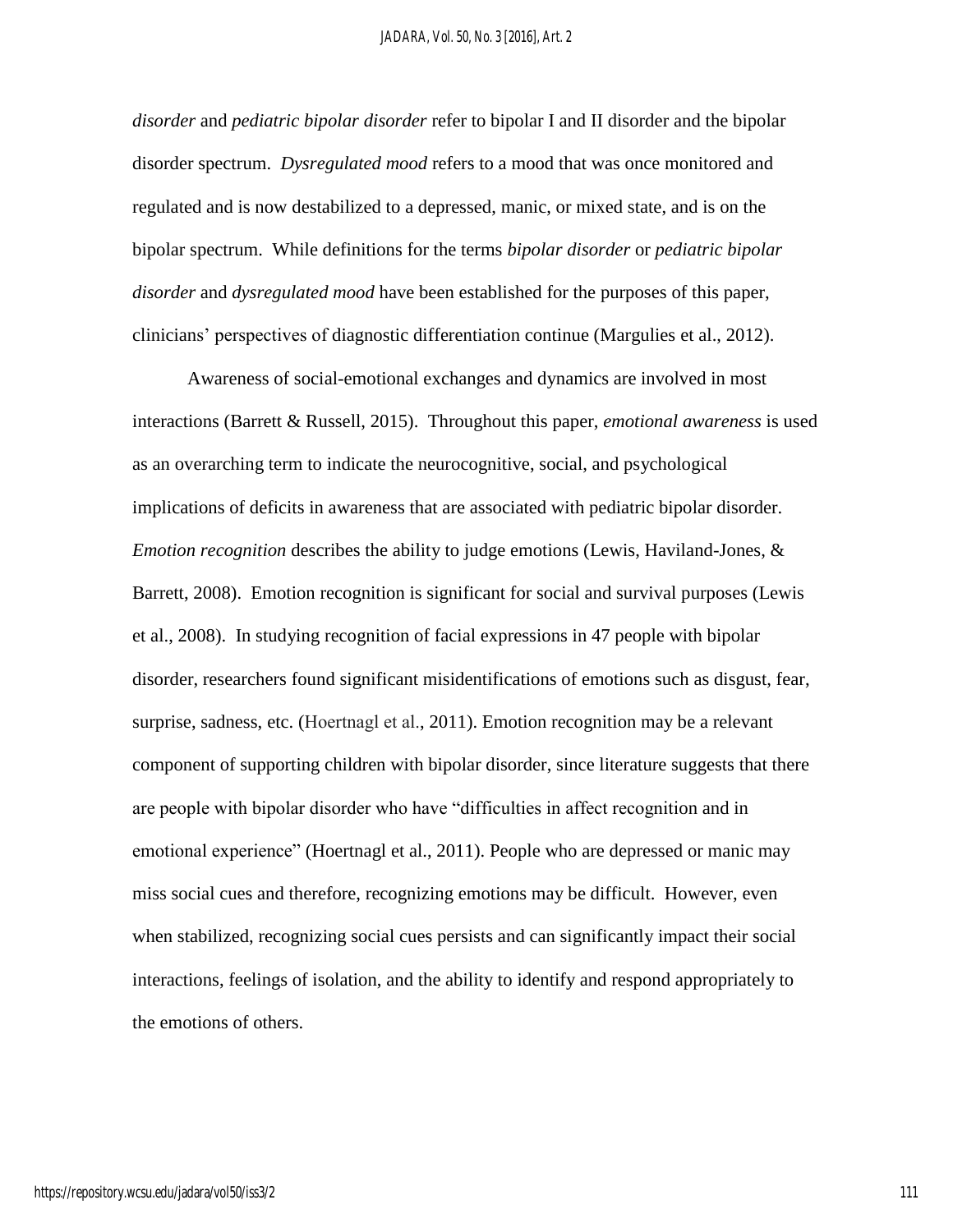*disorder* and *pediatric bipolar disorder* refer to bipolar I and II disorder and the bipolar disorder spectrum. *Dysregulated mood* refers to a mood that was once monitored and regulated and is now destabilized to a depressed, manic, or mixed state, and is on the bipolar spectrum. While definitions for the terms *bipolar disorder* or *pediatric bipolar disorder* and *dysregulated mood* have been established for the purposes of this paper, clinicians' perspectives of diagnostic differentiation continue (Margulies et al., 2012).

Awareness of social-emotional exchanges and dynamics are involved in most interactions (Barrett & Russell, 2015). Throughout this paper, *emotional awareness* is used as an overarching term to indicate the neurocognitive, social, and psychological implications of deficits in awareness that are associated with pediatric bipolar disorder. *Emotion recognition* describes the ability to judge emotions (Lewis, Haviland-Jones, & Barrett, 2008). Emotion recognition is significant for social and survival purposes (Lewis et al., 2008). In studying recognition of facial expressions in 47 people with bipolar disorder, researchers found significant misidentifications of emotions such as disgust, fear, surprise, sadness, etc. (Hoertnagl et al., 2011). Emotion recognition may be a relevant component of supporting children with bipolar disorder, since literature suggests that there are people with bipolar disorder who have "difficulties in affect recognition and in emotional experience" (Hoertnagl et al., 2011). People who are depressed or manic may miss social cues and therefore, recognizing emotions may be difficult. However, even when stabilized, recognizing social cues persists and can significantly impact their social interactions, feelings of isolation, and the ability to identify and respond appropriately to the emotions of others.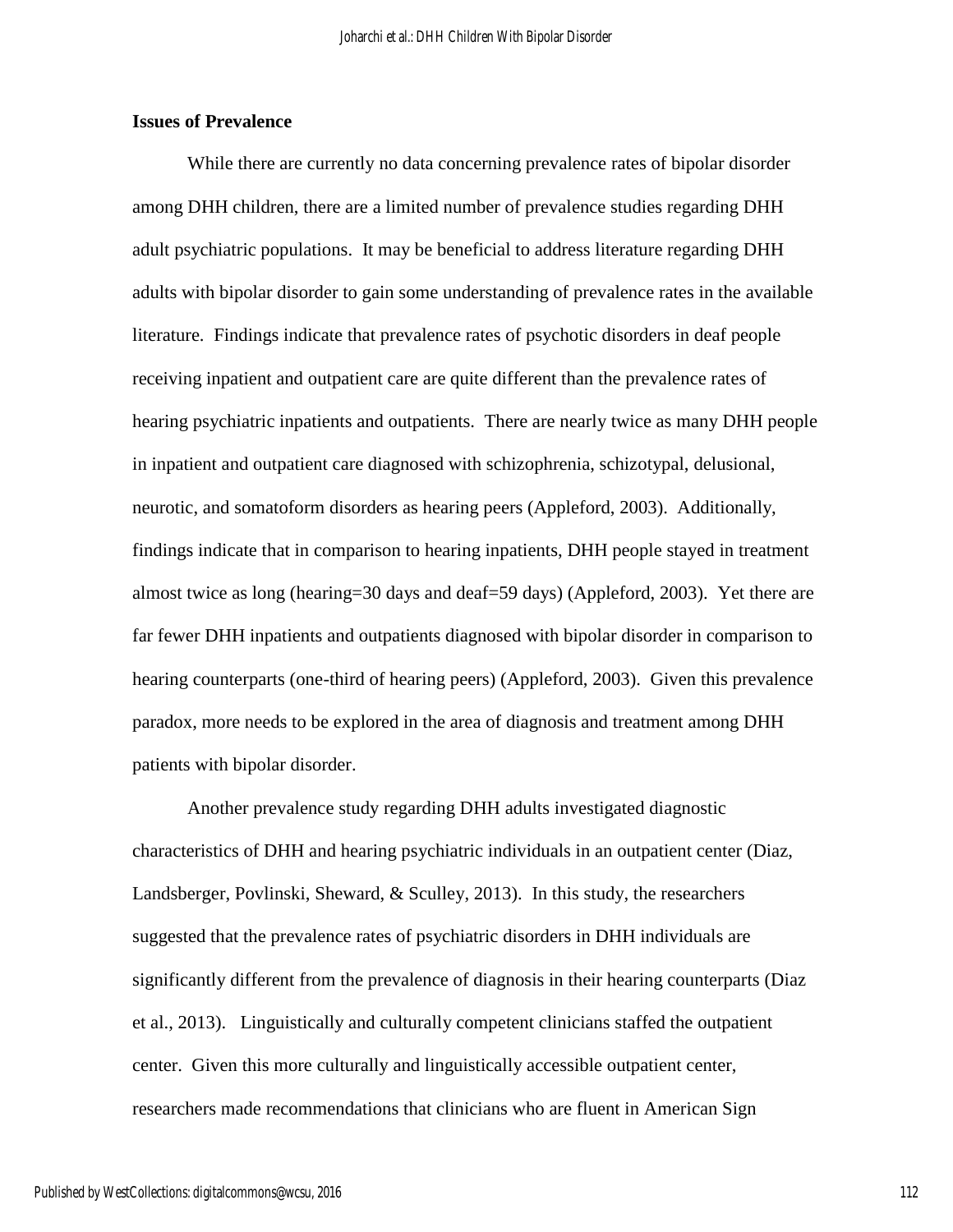**Issues of Prevalence**

While there are currently no data concerning prevalence rates of bipolar disorder among DHH children, there are a limited number of prevalence studies regarding DHH adult psychiatric populations. It may be beneficial to address literature regarding DHH adults with bipolar disorder to gain some understanding of prevalence rates in the available literature. Findings indicate that prevalence rates of psychotic disorders in deaf people receiving inpatient and outpatient care are quite different than the prevalence rates of hearing psychiatric inpatients and outpatients. There are nearly twice as many DHH people in inpatient and outpatient care diagnosed with schizophrenia, schizotypal, delusional, neurotic, and somatoform disorders as hearing peers (Appleford, 2003). Additionally, findings indicate that in comparison to hearing inpatients, DHH people stayed in treatment almost twice as long (hearing=30 days and deaf=59 days) (Appleford, 2003). Yet there are far fewer DHH inpatients and outpatients diagnosed with bipolar disorder in comparison to hearing counterparts (one-third of hearing peers) (Appleford, 2003). Given this prevalence paradox, more needs to be explored in the area of diagnosis and treatment among DHH patients with bipolar disorder.

Another prevalence study regarding DHH adults investigated diagnostic characteristics of DHH and hearing psychiatric individuals in an outpatient center (Diaz, Landsberger, Povlinski, Sheward, & Sculley, 2013). In this study, the researchers suggested that the prevalence rates of psychiatric disorders in DHH individuals are significantly different from the prevalence of diagnosis in their hearing counterparts (Diaz et al., 2013). Linguistically and culturally competent clinicians staffed the outpatient center. Given this more culturally and linguistically accessible outpatient center, researchers made recommendations that clinicians who are fluent in American Sign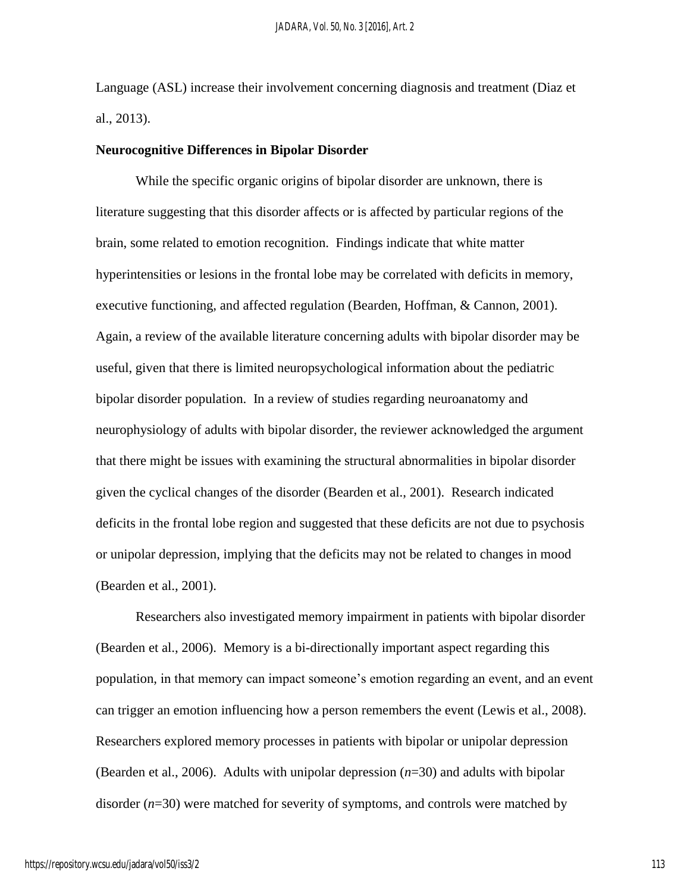Language (ASL) increase their involvement concerning diagnosis and treatment (Diaz et al., 2013).

**Neurocognitive Differences in Bipolar Disorder**

While the specific organic origins of bipolar disorder are unknown, there is literature suggesting that this disorder affects or is affected by particular regions of the brain, some related to emotion recognition. Findings indicate that white matter hyperintensities or lesions in the frontal lobe may be correlated with deficits in memory, executive functioning, and affected regulation (Bearden, Hoffman, & Cannon, 2001). Again, a review of the available literature concerning adults with bipolar disorder may be useful, given that there is limited neuropsychological information about the pediatric bipolar disorder population. In a review of studies regarding neuroanatomy and neurophysiology of adults with bipolar disorder, the reviewer acknowledged the argument that there might be issues with examining the structural abnormalities in bipolar disorder given the cyclical changes of the disorder (Bearden et al., 2001). Research indicated deficits in the frontal lobe region and suggested that these deficits are not due to psychosis or unipolar depression, implying that the deficits may not be related to changes in mood (Bearden et al., 2001).

Researchers also investigated memory impairment in patients with bipolar disorder (Bearden et al., 2006). Memory is a bi-directionally important aspect regarding this population, in that memory can impact someone's emotion regarding an event, and an event can trigger an emotion influencing how a person remembers the event (Lewis et al., 2008). Researchers explored memory processes in patients with bipolar or unipolar depression (Bearden et al., 2006). Adults with unipolar depression ($n$=30) and adults with bipolar disorder ($n$=30) were matched for severity of symptoms, and controls were matched by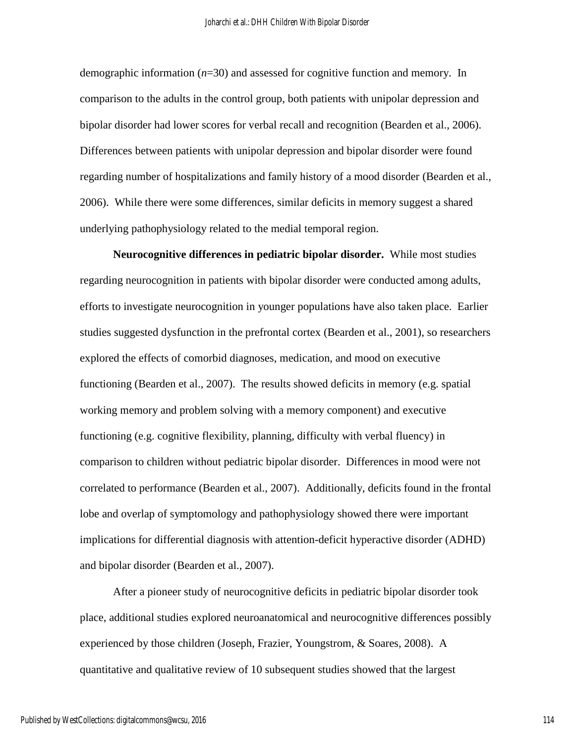demographic information (*n*=30) and assessed for cognitive function and memory. In comparison to the adults in the control group, both patients with unipolar depression and bipolar disorder had lower scores for verbal recall and recognition (Bearden et al., 2006). Differences between patients with unipolar depression and bipolar disorder were found regarding number of hospitalizations and family history of a mood disorder (Bearden et al., 2006). While there were some differences, similar deficits in memory suggest a shared underlying pathophysiology related to the medial temporal region.

**Neurocognitive differences in pediatric bipolar disorder.** While most studies regarding neurocognition in patients with bipolar disorder were conducted among adults, efforts to investigate neurocognition in younger populations have also taken place. Earlier studies suggested dysfunction in the prefrontal cortex (Bearden et al., 2001), so researchers explored the effects of comorbid diagnoses, medication, and mood on executive functioning (Bearden et al., 2007). The results showed deficits in memory (e.g. spatial working memory and problem solving with a memory component) and executive functioning (e.g. cognitive flexibility, planning, difficulty with verbal fluency) in comparison to children without pediatric bipolar disorder. Differences in mood were not correlated to performance (Bearden et al., 2007). Additionally, deficits found in the frontal lobe and overlap of symptomology and pathophysiology showed there were important implications for differential diagnosis with attention-deficit hyperactive disorder (ADHD) and bipolar disorder (Bearden et al., 2007).

After a pioneer study of neurocognitive deficits in pediatric bipolar disorder took place, additional studies explored neuroanatomical and neurocognitive differences possibly experienced by those children (Joseph, Frazier, Youngstrom, & Soares, 2008). A quantitative and qualitative review of 10 subsequent studies showed that the largest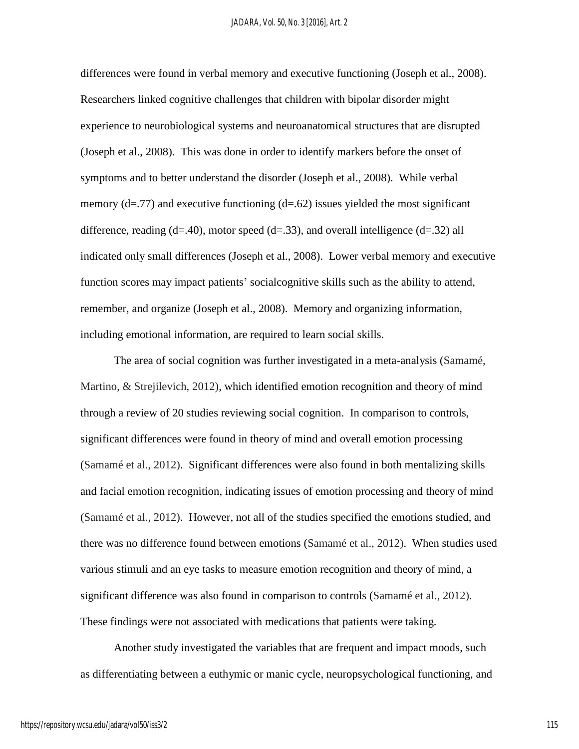differences were found in verbal memory and executive functioning (Joseph et al., 2008). Researchers linked cognitive challenges that children with bipolar disorder might experience to neurobiological systems and neuroanatomical structures that are disrupted (Joseph et al., 2008). This was done in order to identify markers before the onset of symptoms and to better understand the disorder (Joseph et al., 2008). While verbal memory (d=.77) and executive functioning (d=.62) issues yielded the most significant difference, reading (d=.40), motor speed (d=.33), and overall intelligence (d=.32) all indicated only small differences (Joseph et al., 2008). Lower verbal memory and executive function scores may impact patients' socialcognitive skills such as the ability to attend, remember, and organize (Joseph et al., 2008). Memory and organizing information, including emotional information, are required to learn social skills.

The area of social cognition was further investigated in a meta-analysis (Samamé, Martino, & Strejilevich, 2012), which identified emotion recognition and theory of mind through a review of 20 studies reviewing social cognition. In comparison to controls, significant differences were found in theory of mind and overall emotion processing (Samamé et al., 2012). Significant differences were also found in both mentalizing skills and facial emotion recognition, indicating issues of emotion processing and theory of mind (Samamé et al., 2012). However, not all of the studies specified the emotions studied, and there was no difference found between emotions (Samamé et al., 2012). When studies used various stimuli and an eye tasks to measure emotion recognition and theory of mind, a significant difference was also found in comparison to controls (Samamé et al., 2012). These findings were not associated with medications that patients were taking.

Another study investigated the variables that are frequent and impact moods, such as differentiating between a euthymic or manic cycle, neuropsychological functioning, and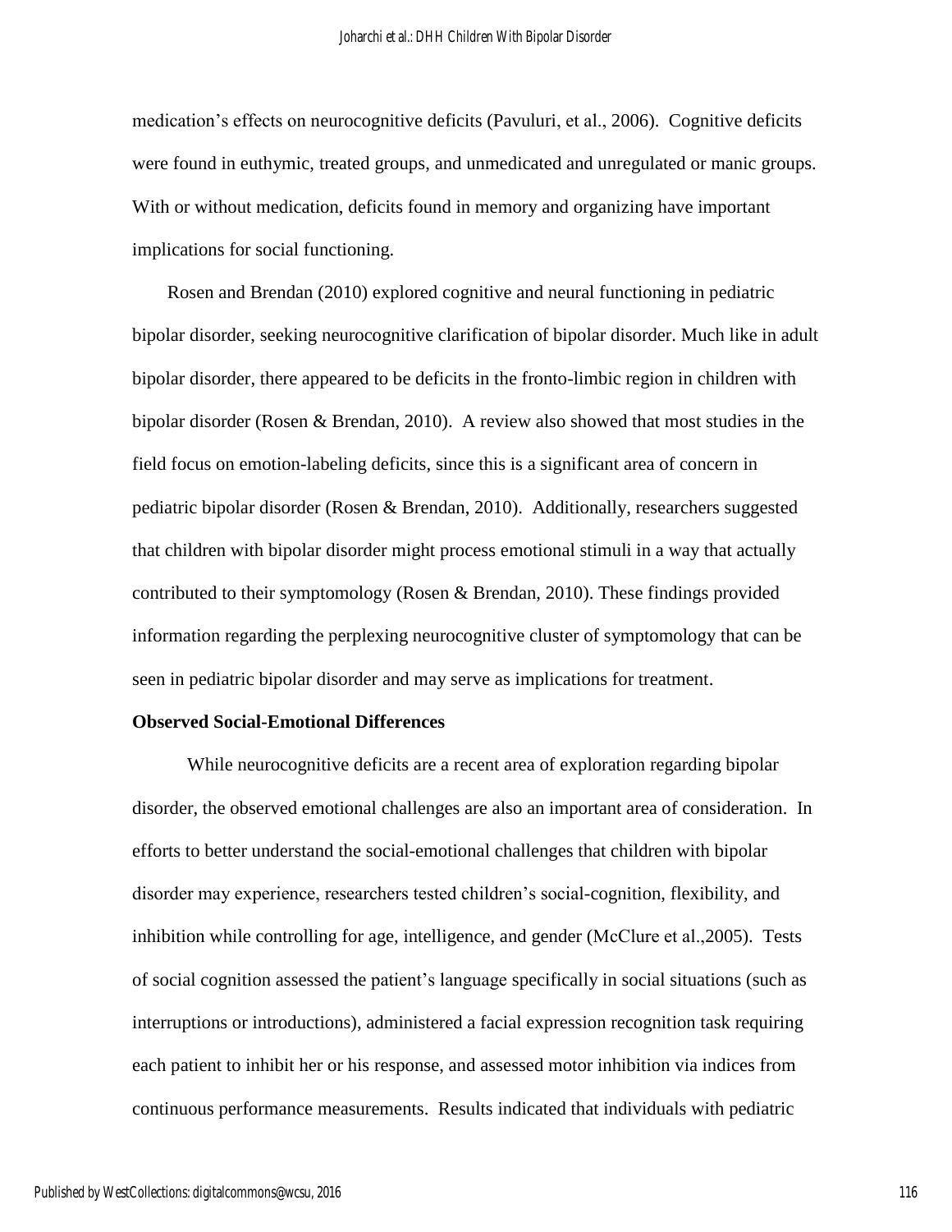medication's effects on neurocognitive deficits (Pavuluri, et al., 2006). Cognitive deficits were found in euthymic, treated groups, and unmedicated and unregulated or manic groups. With or without medication, deficits found in memory and organizing have important implications for social functioning.

Rosen and Brendan (2010) explored cognitive and neural functioning in pediatric bipolar disorder, seeking neurocognitive clarification of bipolar disorder. Much like in adult bipolar disorder, there appeared to be deficits in the fronto-limbic region in children with bipolar disorder (Rosen & Brendan, 2010). A review also showed that most studies in the field focus on emotion-labeling deficits, since this is a significant area of concern in pediatric bipolar disorder (Rosen & Brendan, 2010). Additionally, researchers suggested that children with bipolar disorder might process emotional stimuli in a way that actually contributed to their symptomology (Rosen & Brendan, 2010). These findings provided information regarding the perplexing neurocognitive cluster of symptomology that can be seen in pediatric bipolar disorder and may serve as implications for treatment.

**Observed Social-Emotional Differences**

While neurocognitive deficits are a recent area of exploration regarding bipolar disorder, the observed emotional challenges are also an important area of consideration. In efforts to better understand the social-emotional challenges that children with bipolar disorder may experience, researchers tested children's social-cognition, flexibility, and inhibition while controlling for age, intelligence, and gender (McClure et al.,2005). Tests of social cognition assessed the patient's language specifically in social situations (such as interruptions or introductions), administered a facial expression recognition task requiring each patient to inhibit her or his response, and assessed motor inhibition via indices from continuous performance measurements. Results indicated that individuals with pediatric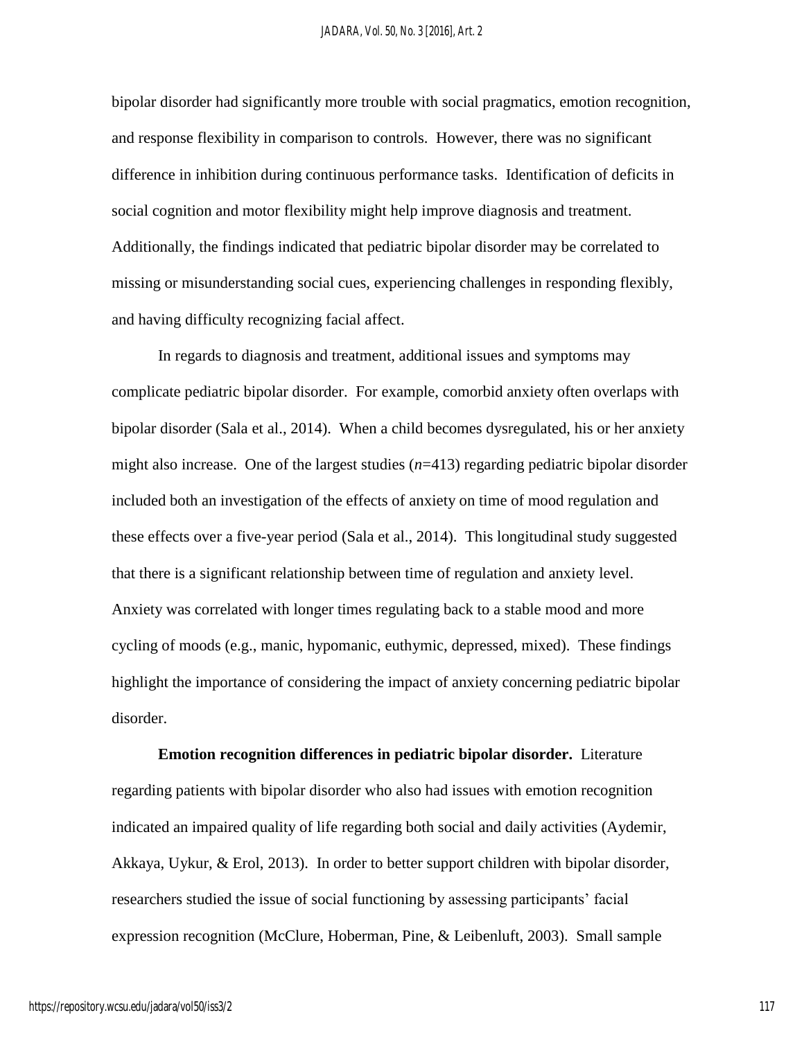bipolar disorder had significantly more trouble with social pragmatics, emotion recognition, and response flexibility in comparison to controls. However, there was no significant difference in inhibition during continuous performance tasks. Identification of deficits in social cognition and motor flexibility might help improve diagnosis and treatment. Additionally, the findings indicated that pediatric bipolar disorder may be correlated to missing or misunderstanding social cues, experiencing challenges in responding flexibly, and having difficulty recognizing facial affect.

In regards to diagnosis and treatment, additional issues and symptoms may complicate pediatric bipolar disorder. For example, comorbid anxiety often overlaps with bipolar disorder (Sala et al., 2014). When a child becomes dysregulated, his or her anxiety might also increase. One of the largest studies ($n$=413) regarding pediatric bipolar disorder included both an investigation of the effects of anxiety on time of mood regulation and these effects over a five-year period (Sala et al., 2014). This longitudinal study suggested that there is a significant relationship between time of regulation and anxiety level. Anxiety was correlated with longer times regulating back to a stable mood and more cycling of moods (e.g., manic, hypomanic, euthymic, depressed, mixed). These findings highlight the importance of considering the impact of anxiety concerning pediatric bipolar disorder.

**Emotion recognition differences in pediatric bipolar disorder.** Literature regarding patients with bipolar disorder who also had issues with emotion recognition indicated an impaired quality of life regarding both social and daily activities (Aydemir, Akkaya, Uykur, & Erol, 2013). In order to better support children with bipolar disorder, researchers studied the issue of social functioning by assessing participants' facial expression recognition (McClure, Hoberman, Pine, & Leibenluft, 2003). Small sample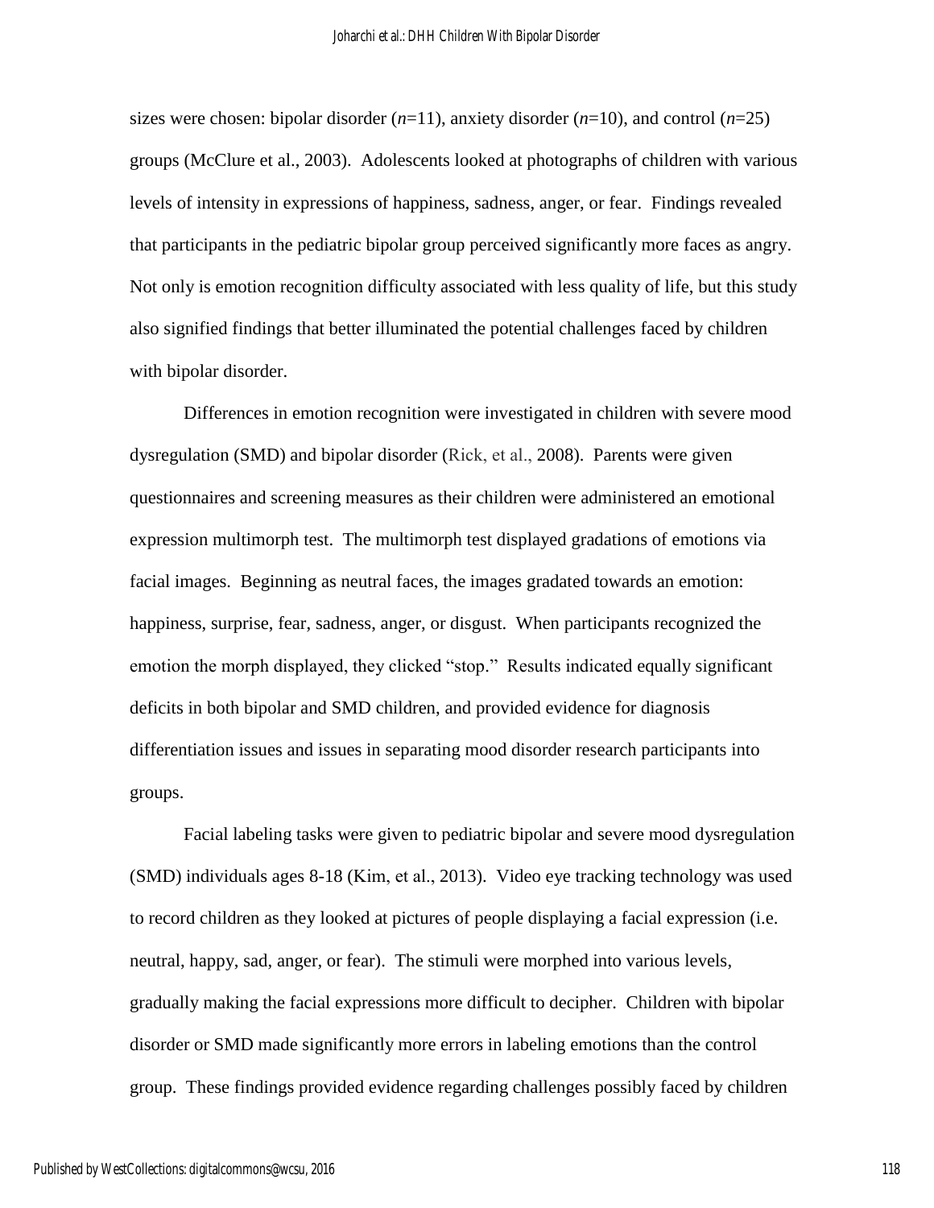sizes were chosen: bipolar disorder (*n*=11), anxiety disorder (*n*=10), and control (*n*=25) groups (McClure et al., 2003). Adolescents looked at photographs of children with various levels of intensity in expressions of happiness, sadness, anger, or fear. Findings revealed that participants in the pediatric bipolar group perceived significantly more faces as angry. Not only is emotion recognition difficulty associated with less quality of life, but this study also signified findings that better illuminated the potential challenges faced by children with bipolar disorder.

Differences in emotion recognition were investigated in children with severe mood dysregulation (SMD) and bipolar disorder (Rick, et al., 2008). Parents were given questionnaires and screening measures as their children were administered an emotional expression multimorph test. The multimorph test displayed gradations of emotions via facial images. Beginning as neutral faces, the images gradated towards an emotion: happiness, surprise, fear, sadness, anger, or disgust. When participants recognized the emotion the morph displayed, they clicked "stop." Results indicated equally significant deficits in both bipolar and SMD children, and provided evidence for diagnosis differentiation issues and issues in separating mood disorder research participants into groups.

Facial labeling tasks were given to pediatric bipolar and severe mood dysregulation (SMD) individuals ages 8-18 (Kim, et al., 2013). Video eye tracking technology was used to record children as they looked at pictures of people displaying a facial expression (i.e. neutral, happy, sad, anger, or fear). The stimuli were morphed into various levels, gradually making the facial expressions more difficult to decipher. Children with bipolar disorder or SMD made significantly more errors in labeling emotions than the control group. These findings provided evidence regarding challenges possibly faced by children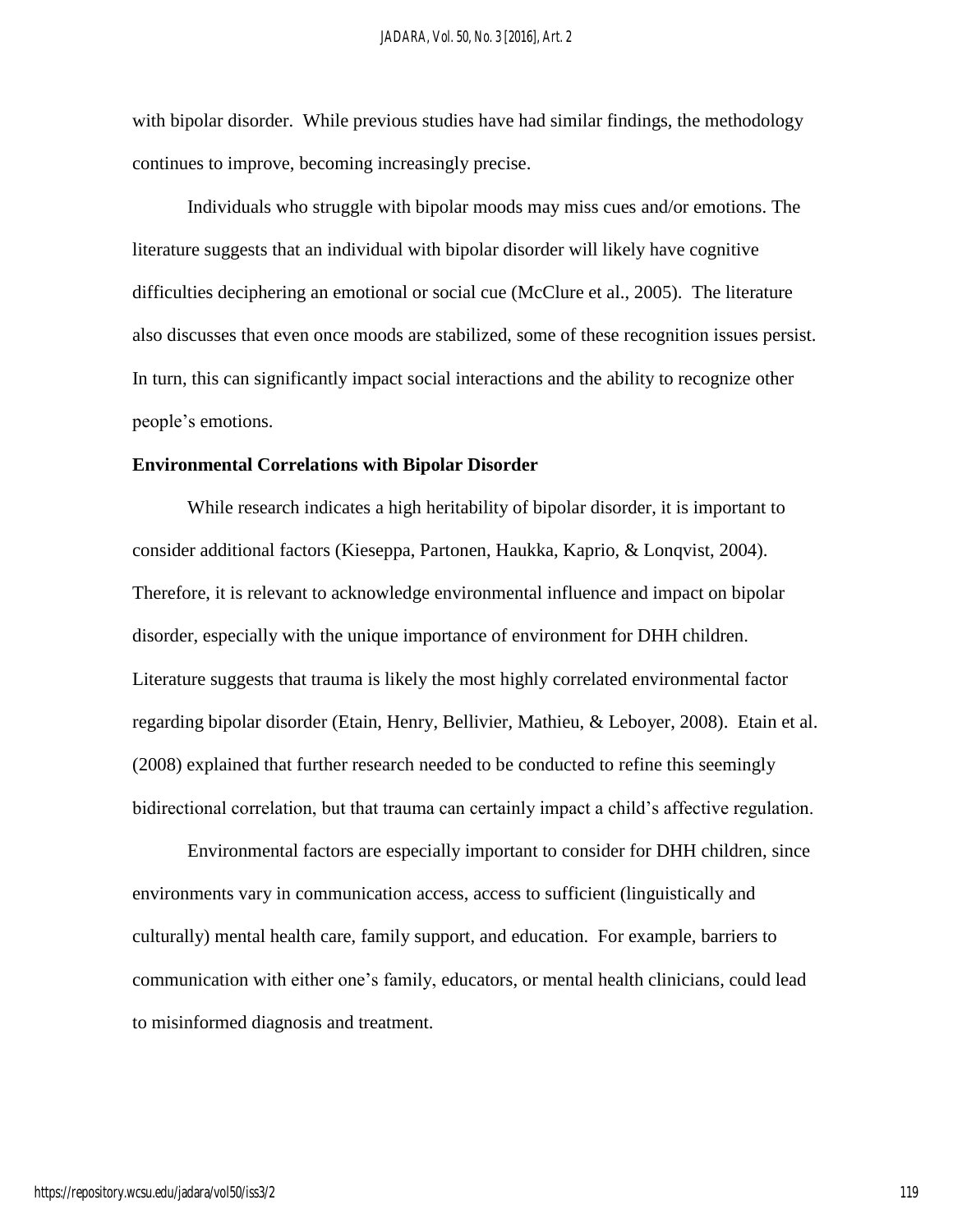with bipolar disorder. While previous studies have had similar findings, the methodology continues to improve, becoming increasingly precise.

Individuals who struggle with bipolar moods may miss cues and/or emotions. The literature suggests that an individual with bipolar disorder will likely have cognitive difficulties deciphering an emotional or social cue (McClure et al., 2005). The literature also discusses that even once moods are stabilized, some of these recognition issues persist. In turn, this can significantly impact social interactions and the ability to recognize other people's emotions.

**Environmental Correlations with Bipolar Disorder**

While research indicates a high heritability of bipolar disorder, it is important to consider additional factors (Kieseppa, Partonen, Haukka, Kaprio, & Lonqvist, 2004). Therefore, it is relevant to acknowledge environmental influence and impact on bipolar disorder, especially with the unique importance of environment for DHH children. Literature suggests that trauma is likely the most highly correlated environmental factor regarding bipolar disorder (Etain, Henry, Bellivier, Mathieu, & Leboyer, 2008). Etain et al. (2008) explained that further research needed to be conducted to refine this seemingly bidirectional correlation, but that trauma can certainly impact a child's affective regulation.

Environmental factors are especially important to consider for DHH children, since environments vary in communication access, access to sufficient (linguistically and culturally) mental health care, family support, and education. For example, barriers to communication with either one's family, educators, or mental health clinicians, could lead to misinformed diagnosis and treatment.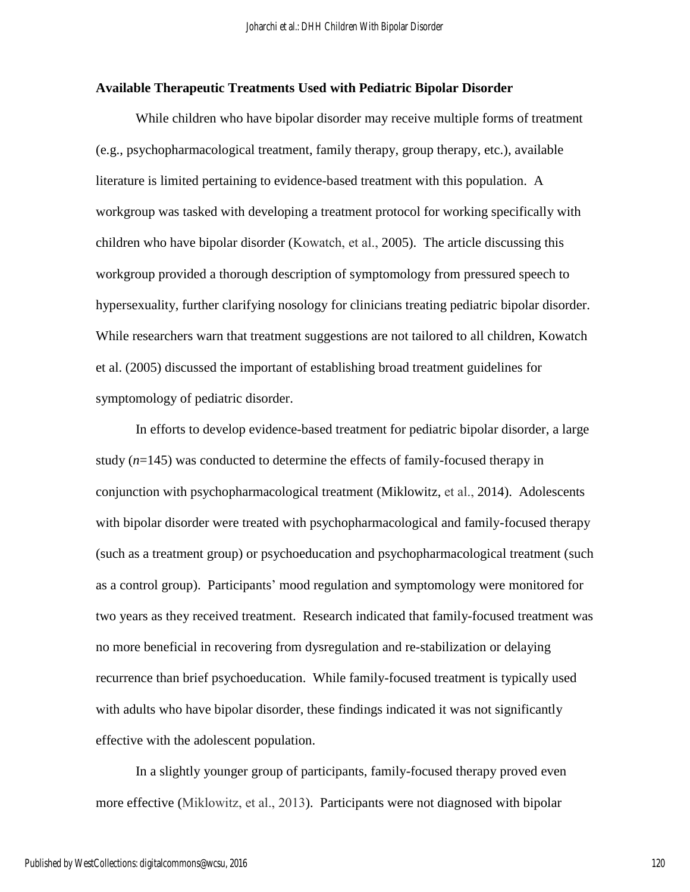**Available Therapeutic Treatments Used with Pediatric Bipolar Disorder**

While children who have bipolar disorder may receive multiple forms of treatment (e.g., psychopharmacological treatment, family therapy, group therapy, etc.), available literature is limited pertaining to evidence-based treatment with this population. A workgroup was tasked with developing a treatment protocol for working specifically with children who have bipolar disorder (Kowatch, et al., 2005). The article discussing this workgroup provided a thorough description of symptomology from pressured speech to hypersexuality, further clarifying nosology for clinicians treating pediatric bipolar disorder. While researchers warn that treatment suggestions are not tailored to all children, Kowatch et al. (2005) discussed the important of establishing broad treatment guidelines for symptomology of pediatric disorder.

In efforts to develop evidence-based treatment for pediatric bipolar disorder, a large study ($n$=145) was conducted to determine the effects of family-focused therapy in conjunction with psychopharmacological treatment (Miklowitz, et al., 2014). Adolescents with bipolar disorder were treated with psychopharmacological and family-focused therapy (such as a treatment group) or psychoeducation and psychopharmacological treatment (such as a control group). Participants' mood regulation and symptomology were monitored for two years as they received treatment. Research indicated that family-focused treatment was no more beneficial in recovering from dysregulation and re-stabilization or delaying recurrence than brief psychoeducation. While family-focused treatment is typically used with adults who have bipolar disorder, these findings indicated it was not significantly effective with the adolescent population.

In a slightly younger group of participants, family-focused therapy proved even more effective (Miklowitz, et al., 2013). Participants were not diagnosed with bipolar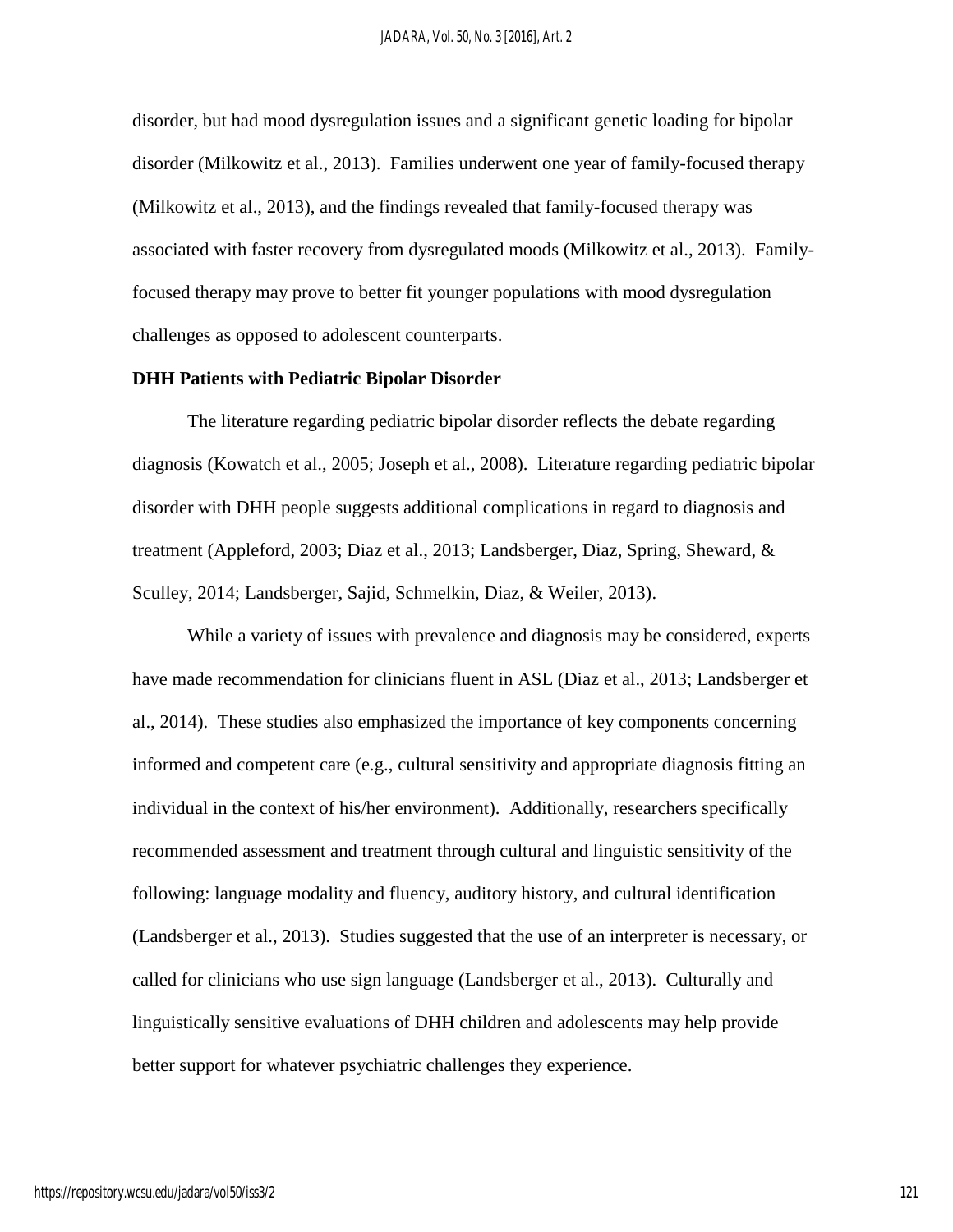disorder, but had mood dysregulation issues and a significant genetic loading for bipolar disorder (Milkowitz et al., 2013). Families underwent one year of family-focused therapy (Milkowitz et al., 2013), and the findings revealed that family-focused therapy was associated with faster recovery from dysregulated moods (Milkowitz et al., 2013). Family-focused therapy may prove to better fit younger populations with mood dysregulation challenges as opposed to adolescent counterparts.

**DHH Patients with Pediatric Bipolar Disorder**

The literature regarding pediatric bipolar disorder reflects the debate regarding diagnosis (Kowatch et al., 2005; Joseph et al., 2008). Literature regarding pediatric bipolar disorder with DHH people suggests additional complications in regard to diagnosis and treatment (Appleford, 2003; Diaz et al., 2013; Landsberger, Diaz, Spring, Sheward, & Sculley, 2014; Landsberger, Sajid, Schmelkin, Diaz, & Weiler, 2013).

While a variety of issues with prevalence and diagnosis may be considered, experts have made recommendation for clinicians fluent in ASL (Diaz et al., 2013; Landsberger et al., 2014). These studies also emphasized the importance of key components concerning informed and competent care (e.g., cultural sensitivity and appropriate diagnosis fitting an individual in the context of his/her environment). Additionally, researchers specifically recommended assessment and treatment through cultural and linguistic sensitivity of the following: language modality and fluency, auditory history, and cultural identification (Landsberger et al., 2013). Studies suggested that the use of an interpreter is necessary, or called for clinicians who use sign language (Landsberger et al., 2013). Culturally and linguistically sensitive evaluations of DHH children and adolescents may help provide better support for whatever psychiatric challenges they experience.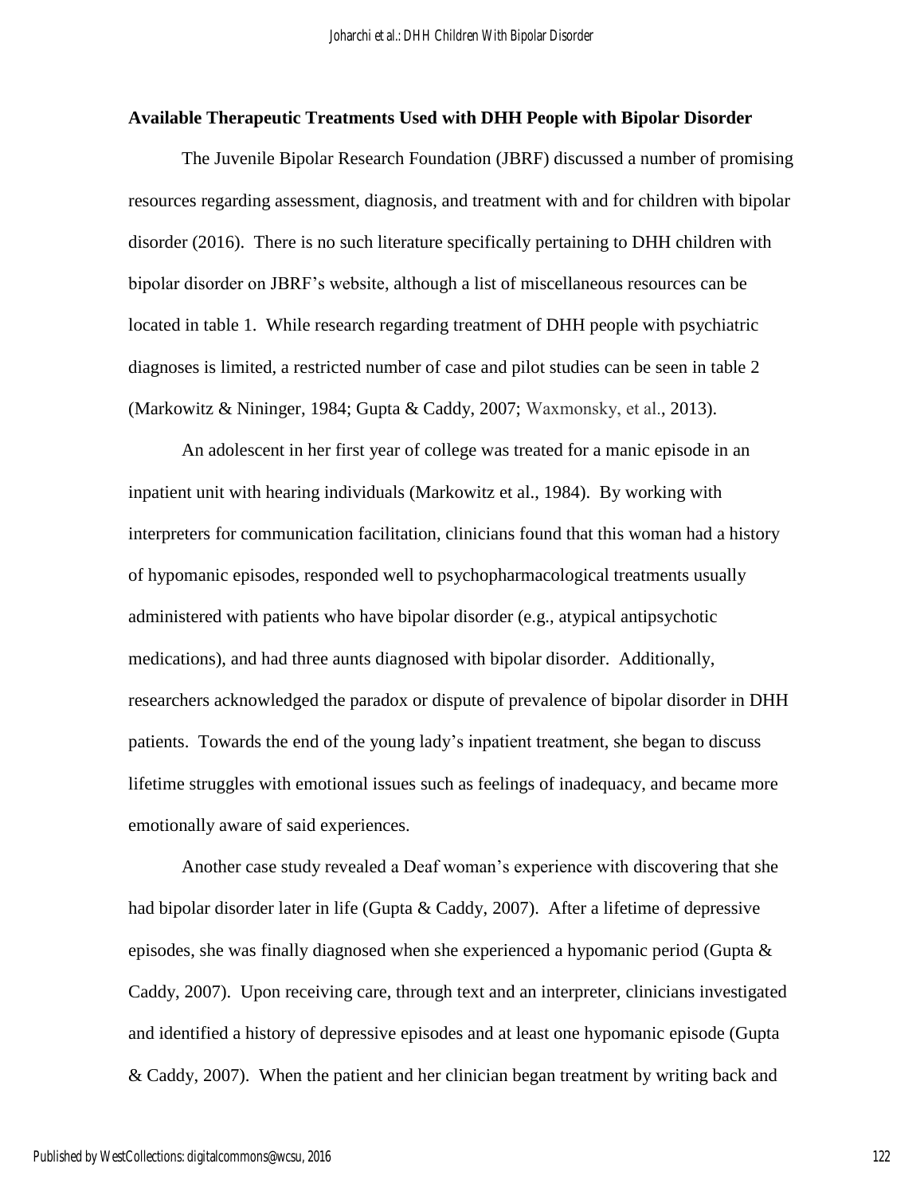**Available Therapeutic Treatments Used with DHH People with Bipolar Disorder**

The Juvenile Bipolar Research Foundation (JBRF) discussed a number of promising resources regarding assessment, diagnosis, and treatment with and for children with bipolar disorder (2016). There is no such literature specifically pertaining to DHH children with bipolar disorder on JBRF's website, although a list of miscellaneous resources can be located in table 1. While research regarding treatment of DHH people with psychiatric diagnoses is limited, a restricted number of case and pilot studies can be seen in table 2 (Markowitz & Nininger, 1984; Gupta & Caddy, 2007; Waxmonsky, et al., 2013).

An adolescent in her first year of college was treated for a manic episode in an inpatient unit with hearing individuals (Markowitz et al., 1984). By working with interpreters for communication facilitation, clinicians found that this woman had a history of hypomanic episodes, responded well to psychopharmacological treatments usually administered with patients who have bipolar disorder (e.g., atypical antipsychotic medications), and had three aunts diagnosed with bipolar disorder. Additionally, researchers acknowledged the paradox or dispute of prevalence of bipolar disorder in DHH patients. Towards the end of the young lady's inpatient treatment, she began to discuss lifetime struggles with emotional issues such as feelings of inadequacy, and became more emotionally aware of said experiences.

Another case study revealed a Deaf woman's experience with discovering that she had bipolar disorder later in life (Gupta & Caddy, 2007). After a lifetime of depressive episodes, she was finally diagnosed when she experienced a hypomanic period (Gupta & Caddy, 2007). Upon receiving care, through text and an interpreter, clinicians investigated and identified a history of depressive episodes and at least one hypomanic episode (Gupta & Caddy, 2007). When the patient and her clinician began treatment by writing back and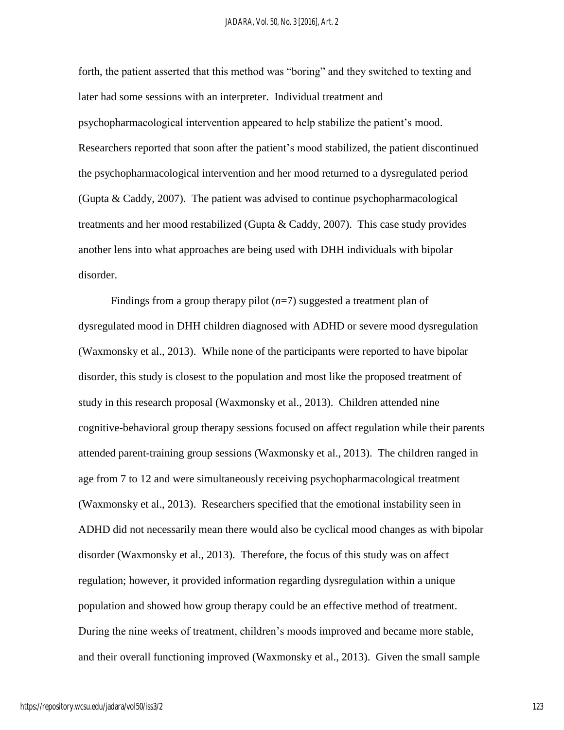forth, the patient asserted that this method was "boring" and they switched to texting and later had some sessions with an interpreter. Individual treatment and psychopharmacological intervention appeared to help stabilize the patient's mood. Researchers reported that soon after the patient's mood stabilized, the patient discontinued the psychopharmacological intervention and her mood returned to a dysregulated period (Gupta & Caddy, 2007). The patient was advised to continue psychopharmacological treatments and her mood restabilized (Gupta & Caddy, 2007). This case study provides another lens into what approaches are being used with DHH individuals with bipolar disorder.

Findings from a group therapy pilot ($n$=7) suggested a treatment plan of dysregulated mood in DHH children diagnosed with ADHD or severe mood dysregulation (Waxmonsky et al., 2013). While none of the participants were reported to have bipolar disorder, this study is closest to the population and most like the proposed treatment of study in this research proposal (Waxmonsky et al., 2013). Children attended nine cognitive-behavioral group therapy sessions focused on affect regulation while their parents attended parent-training group sessions (Waxmonsky et al., 2013). The children ranged in age from 7 to 12 and were simultaneously receiving psychopharmacological treatment (Waxmonsky et al., 2013). Researchers specified that the emotional instability seen in ADHD did not necessarily mean there would also be cyclical mood changes as with bipolar disorder (Waxmonsky et al., 2013). Therefore, the focus of this study was on affect regulation; however, it provided information regarding dysregulation within a unique population and showed how group therapy could be an effective method of treatment. During the nine weeks of treatment, children's moods improved and became more stable, and their overall functioning improved (Waxmonsky et al., 2013). Given the small sample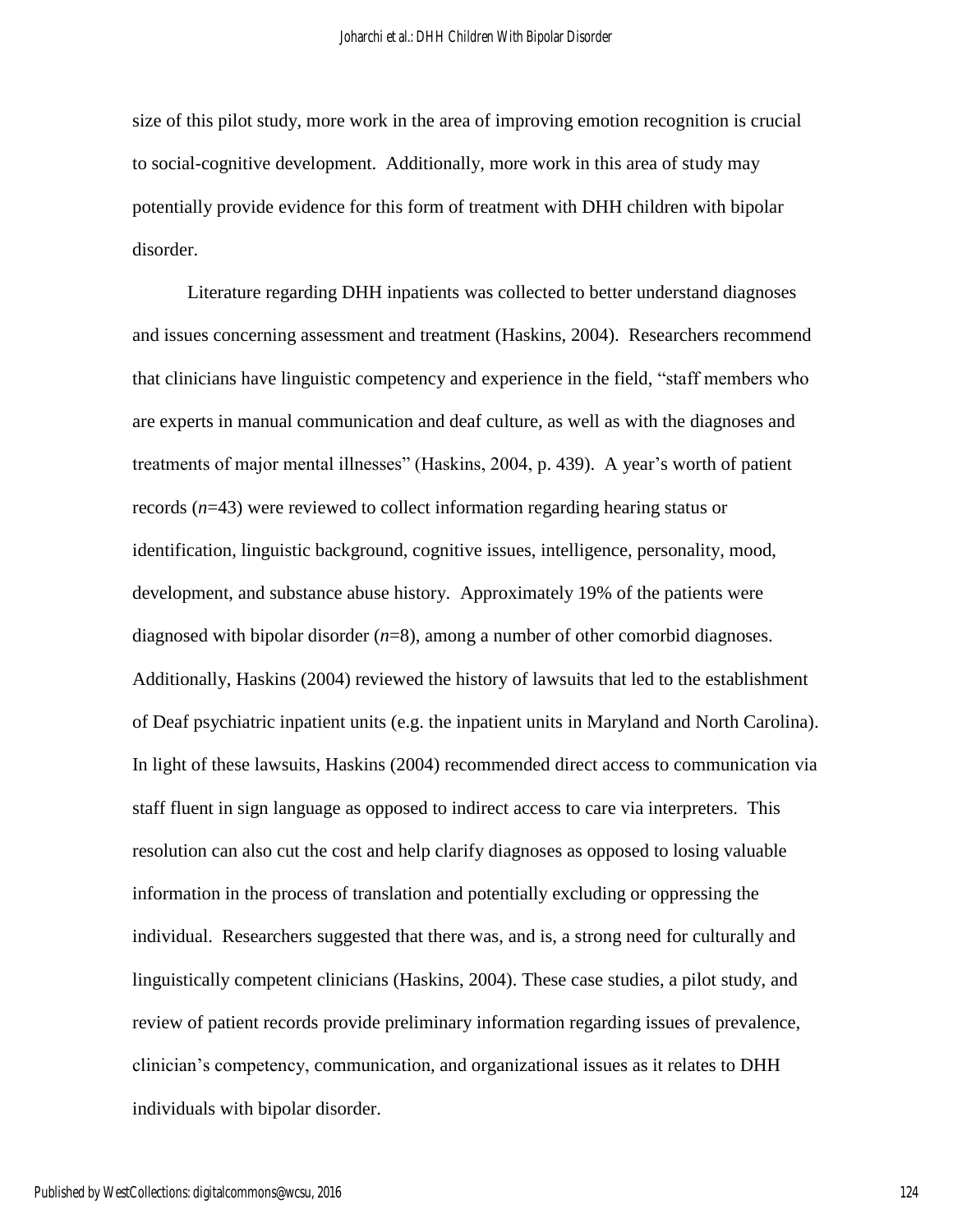size of this pilot study, more work in the area of improving emotion recognition is crucial to social-cognitive development. Additionally, more work in this area of study may potentially provide evidence for this form of treatment with DHH children with bipolar disorder.

Literature regarding DHH inpatients was collected to better understand diagnoses and issues concerning assessment and treatment (Haskins, 2004). Researchers recommend that clinicians have linguistic competency and experience in the field, "staff members who are experts in manual communication and deaf culture, as well as with the diagnoses and treatments of major mental illnesses" (Haskins, 2004, p. 439). A year's worth of patient records (*n*=43) were reviewed to collect information regarding hearing status or identification, linguistic background, cognitive issues, intelligence, personality, mood, development, and substance abuse history. Approximately 19% of the patients were diagnosed with bipolar disorder (*n*=8), among a number of other comorbid diagnoses. Additionally, Haskins (2004) reviewed the history of lawsuits that led to the establishment of Deaf psychiatric inpatient units (e.g. the inpatient units in Maryland and North Carolina). In light of these lawsuits, Haskins (2004) recommended direct access to communication via staff fluent in sign language as opposed to indirect access to care via interpreters. This resolution can also cut the cost and help clarify diagnoses as opposed to losing valuable information in the process of translation and potentially excluding or oppressing the individual. Researchers suggested that there was, and is, a strong need for culturally and linguistically competent clinicians (Haskins, 2004). These case studies, a pilot study, and review of patient records provide preliminary information regarding issues of prevalence, clinician's competency, communication, and organizational issues as it relates to DHH individuals with bipolar disorder.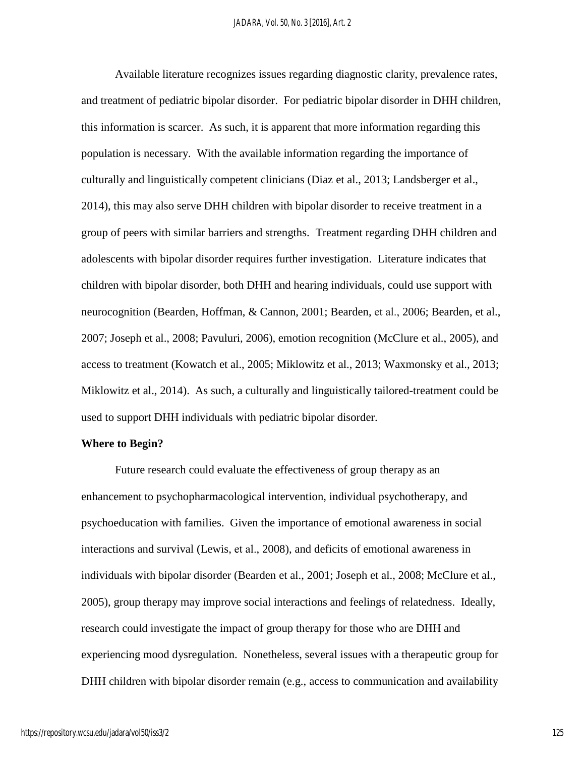Available literature recognizes issues regarding diagnostic clarity, prevalence rates, and treatment of pediatric bipolar disorder. For pediatric bipolar disorder in DHH children, this information is scarcer. As such, it is apparent that more information regarding this population is necessary. With the available information regarding the importance of culturally and linguistically competent clinicians (Diaz et al., 2013; Landsberger et al., 2014), this may also serve DHH children with bipolar disorder to receive treatment in a group of peers with similar barriers and strengths. Treatment regarding DHH children and adolescents with bipolar disorder requires further investigation. Literature indicates that children with bipolar disorder, both DHH and hearing individuals, could use support with neurocognition (Bearden, Hoffman, & Cannon, 2001; Bearden, et al., 2006; Bearden, et al., 2007; Joseph et al., 2008; Pavuluri, 2006), emotion recognition (McClure et al., 2005), and access to treatment (Kowatch et al., 2005; Miklowitz et al., 2013; Waxmonsky et al., 2013; Miklowitz et al., 2014). As such, a culturally and linguistically tailored-treatment could be used to support DHH individuals with pediatric bipolar disorder.

**Where to Begin?**

Future research could evaluate the effectiveness of group therapy as an enhancement to psychopharmacological intervention, individual psychotherapy, and psychoeducation with families. Given the importance of emotional awareness in social interactions and survival (Lewis, et al., 2008), and deficits of emotional awareness in individuals with bipolar disorder (Bearden et al., 2001; Joseph et al., 2008; McClure et al., 2005), group therapy may improve social interactions and feelings of relatedness. Ideally, research could investigate the impact of group therapy for those who are DHH and experiencing mood dysregulation. Nonetheless, several issues with a therapeutic group for DHH children with bipolar disorder remain (e.g., access to communication and availability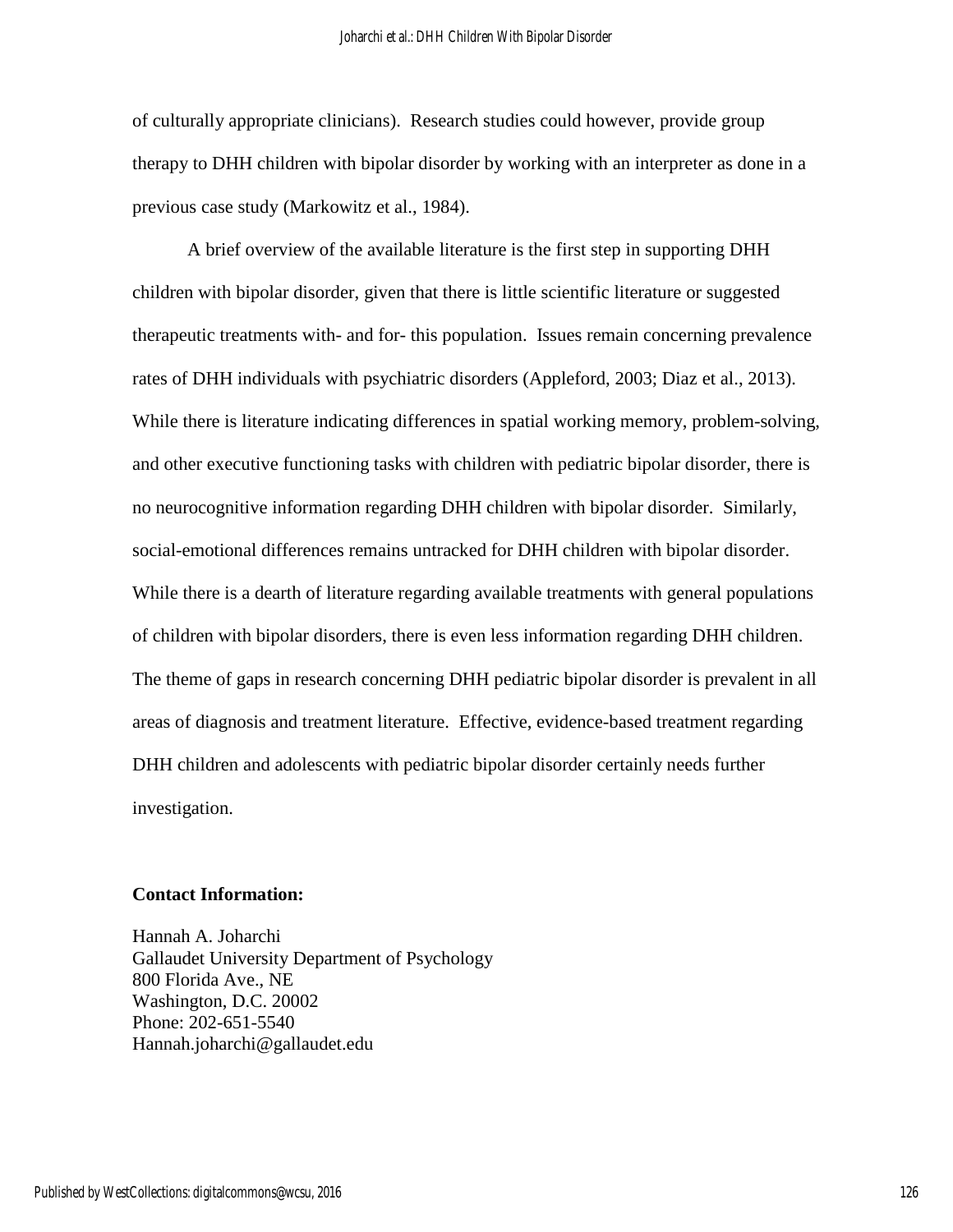of culturally appropriate clinicians). Research studies could however, provide group therapy to DHH children with bipolar disorder by working with an interpreter as done in a previous case study (Markowitz et al., 1984).

A brief overview of the available literature is the first step in supporting DHH children with bipolar disorder, given that there is little scientific literature or suggested therapeutic treatments with- and for- this population. Issues remain concerning prevalence rates of DHH individuals with psychiatric disorders (Appleford, 2003; Diaz et al., 2013). While there is literature indicating differences in spatial working memory, problem-solving, and other executive functioning tasks with children with pediatric bipolar disorder, there is no neurocognitive information regarding DHH children with bipolar disorder. Similarly, social-emotional differences remains untracked for DHH children with bipolar disorder. While there is a dearth of literature regarding available treatments with general populations of children with bipolar disorders, there is even less information regarding DHH children. The theme of gaps in research concerning DHH pediatric bipolar disorder is prevalent in all areas of diagnosis and treatment literature. Effective, evidence-based treatment regarding DHH children and adolescents with pediatric bipolar disorder certainly needs further investigation.

**Contact Information:**

Hannah A. Joharchi
Gallaudet University Department of Psychology
800 Florida Ave., NE
Washington, D.C. 20002
Phone: 202-651-5540
Hannah.joharchi@gallaudet.edu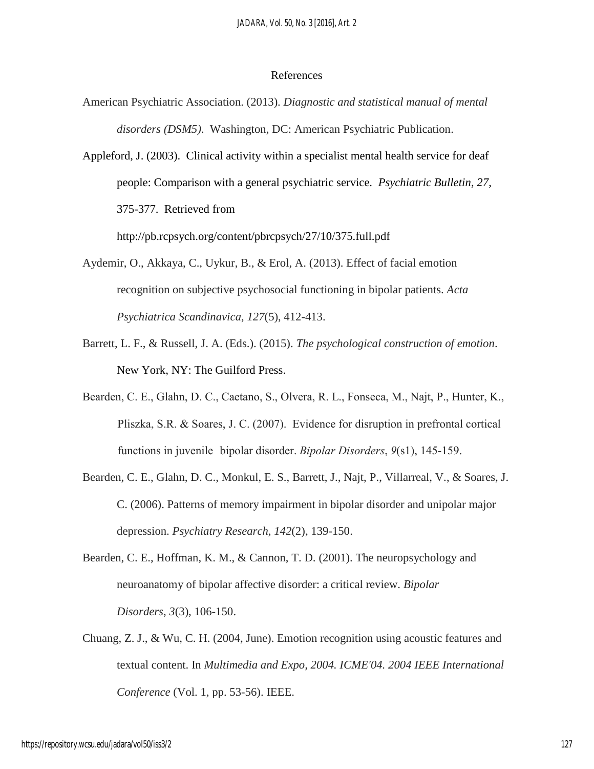## References

American Psychiatric Association. (2013). *Diagnostic and statistical manual of mental disorders (DSM5)*. Washington, DC: American Psychiatric Publication.

Appleford, J. (2003). Clinical activity within a specialist mental health service for deaf people: Comparison with a general psychiatric service. *Psychiatric Bulletin, 27*, 375-377. Retrieved from http://pb.rcpsych.org/content/pbrcpsych/27/10/375.full.pdf

Aydemir, O., Akkaya, C., Uykur, B., & Erol, A. (2013). Effect of facial emotion recognition on subjective psychosocial functioning in bipolar patients. *Acta Psychiatrica Scandinavica*, *127*(5), 412-413.

Barrett, L. F., & Russell, J. A. (Eds.). (2015). *The psychological construction of emotion*. New York, NY: The Guilford Press.

Bearden, C. E., Glahn, D. C., Caetano, S., Olvera, R. L., Fonseca, M., Najt, P., Hunter, K., Pliszka, S.R. & Soares, J. C. (2007). Evidence for disruption in prefrontal cortical functions in juvenile bipolar disorder. *Bipolar Disorders*, *9*(s1), 145-159.

Bearden, C. E., Glahn, D. C., Monkul, E. S., Barrett, J., Najt, P., Villarreal, V., & Soares, J. C. (2006). Patterns of memory impairment in bipolar disorder and unipolar major depression. *Psychiatry Research*, *142*(2), 139-150.

Bearden, C. E., Hoffman, K. M., & Cannon, T. D. (2001). The neuropsychology and neuroanatomy of bipolar affective disorder: a critical review. *Bipolar Disorders*, *3*(3), 106-150.

Chuang, Z. J., & Wu, C. H. (2004, June). Emotion recognition using acoustic features and textual content. In *Multimedia and Expo, 2004. ICME'04. 2004 IEEE International Conference* (Vol. 1, pp. 53-56). IEEE.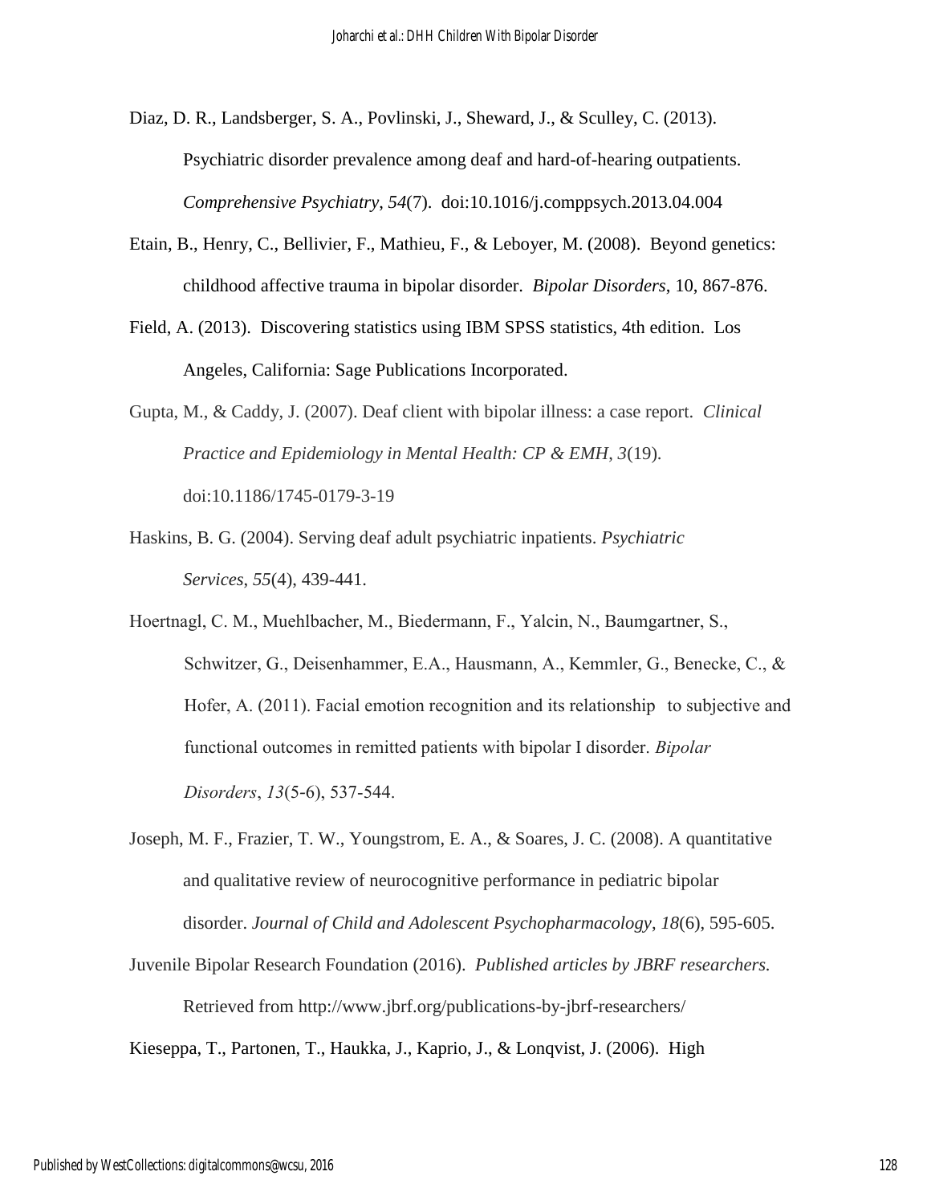Diaz, D. R., Landsberger, S. A., Povlinski, J., Sheward, J., & Sculley, C. (2013). Psychiatric disorder prevalence among deaf and hard-of-hearing outpatients. *Comprehensive Psychiatry*, *54*(7). doi:10.1016/j.comppsych.2013.04.004

Etain, B., Henry, C., Bellivier, F., Mathieu, F., & Leboyer, M. (2008). Beyond genetics: childhood affective trauma in bipolar disorder. *Bipolar Disorders*, 10, 867-876.

Field, A. (2013). Discovering statistics using IBM SPSS statistics, 4th edition. Los Angeles, California: Sage Publications Incorporated.

Gupta, M., & Caddy, J. (2007). Deaf client with bipolar illness: a case report. *Clinical Practice and Epidemiology in Mental Health: CP & EMH*, *3*(19). doi:10.1186/1745-0179-3-19

Haskins, B. G. (2004). Serving deaf adult psychiatric inpatients. *Psychiatric Services*, *55*(4), 439-441.

Hoertnagl, C. M., Muehlbacher, M., Biedermann, F., Yalcin, N., Baumgartner, S., Schwitzer, G., Deisenhammer, E.A., Hausmann, A., Kemmler, G., Benecke, C., & Hofer, A. (2011). Facial emotion recognition and its relationship to subjective and functional outcomes in remitted patients with bipolar I disorder. *Bipolar Disorders*, *13*(5-6), 537-544.

Joseph, M. F., Frazier, T. W., Youngstrom, E. A., & Soares, J. C. (2008). A quantitative and qualitative review of neurocognitive performance in pediatric bipolar disorder. *Journal of Child and Adolescent Psychopharmacology*, *18*(6), 595-605.

Juvenile Bipolar Research Foundation (2016). *Published articles by JBRF researchers.* Retrieved from http://www.jbrf.org/publications-by-jbrf-researchers/

Kieseppa, T., Partonen, T., Haukka, J., Kaprio, J., & Lonqvist, J. (2006). High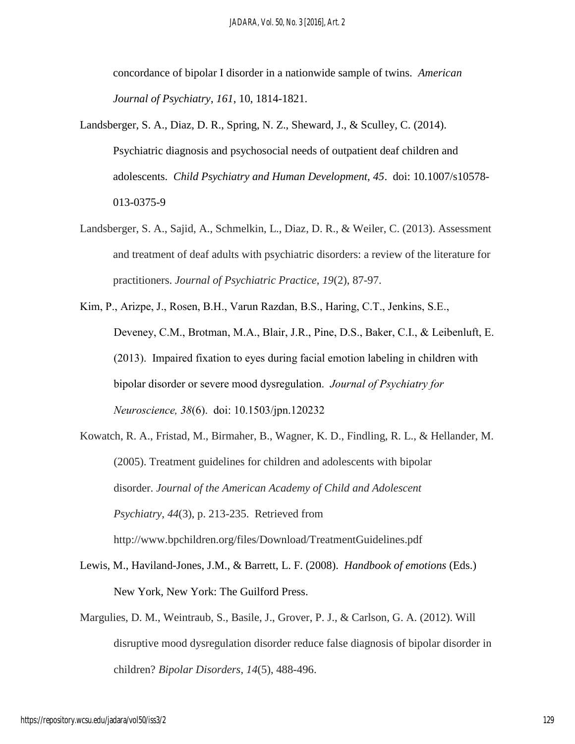concordance of bipolar I disorder in a nationwide sample of twins. *American Journal of Psychiatry*, *161*, 10, 1814-1821.

Landsberger, S. A., Diaz, D. R., Spring, N. Z., Sheward, J., & Sculley, C. (2014). Psychiatric diagnosis and psychosocial needs of outpatient deaf children and adolescents. *Child Psychiatry and Human Development*, *45*. doi: 10.1007/s10578-013-0375-9

Landsberger, S. A., Sajid, A., Schmelkin, L., Diaz, D. R., & Weiler, C. (2013). Assessment and treatment of deaf adults with psychiatric disorders: a review of the literature for practitioners. *Journal of Psychiatric Practice*, *19*(2), 87-97.

Kim, P., Arizpe, J., Rosen, B.H., Varun Razdan, B.S., Haring, C.T., Jenkins, S.E., Deveney, C.M., Brotman, M.A., Blair, J.R., Pine, D.S., Baker, C.I., & Leibenluft, E. (2013). Impaired fixation to eyes during facial emotion labeling in children with bipolar disorder or severe mood dysregulation. *Journal of Psychiatry for Neuroscience, 38*(6). doi: 10.1503/jpn.120232

Kowatch, R. A., Fristad, M., Birmaher, B., Wagner, K. D., Findling, R. L., & Hellander, M. (2005). Treatment guidelines for children and adolescents with bipolar disorder. *Journal of the American Academy of Child and Adolescent Psychiatry*, *44*(3), p. 213-235. Retrieved from http://www.bpchildren.org/files/Download/TreatmentGuidelines.pdf

Lewis, M., Haviland-Jones, J.M., & Barrett, L. F. (2008). *Handbook of emotions* (Eds.) New York, New York: The Guilford Press.

Margulies, D. M., Weintraub, S., Basile, J., Grover, P. J., & Carlson, G. A. (2012). Will disruptive mood dysregulation disorder reduce false diagnosis of bipolar disorder in children? *Bipolar Disorders*, *14*(5), 488-496.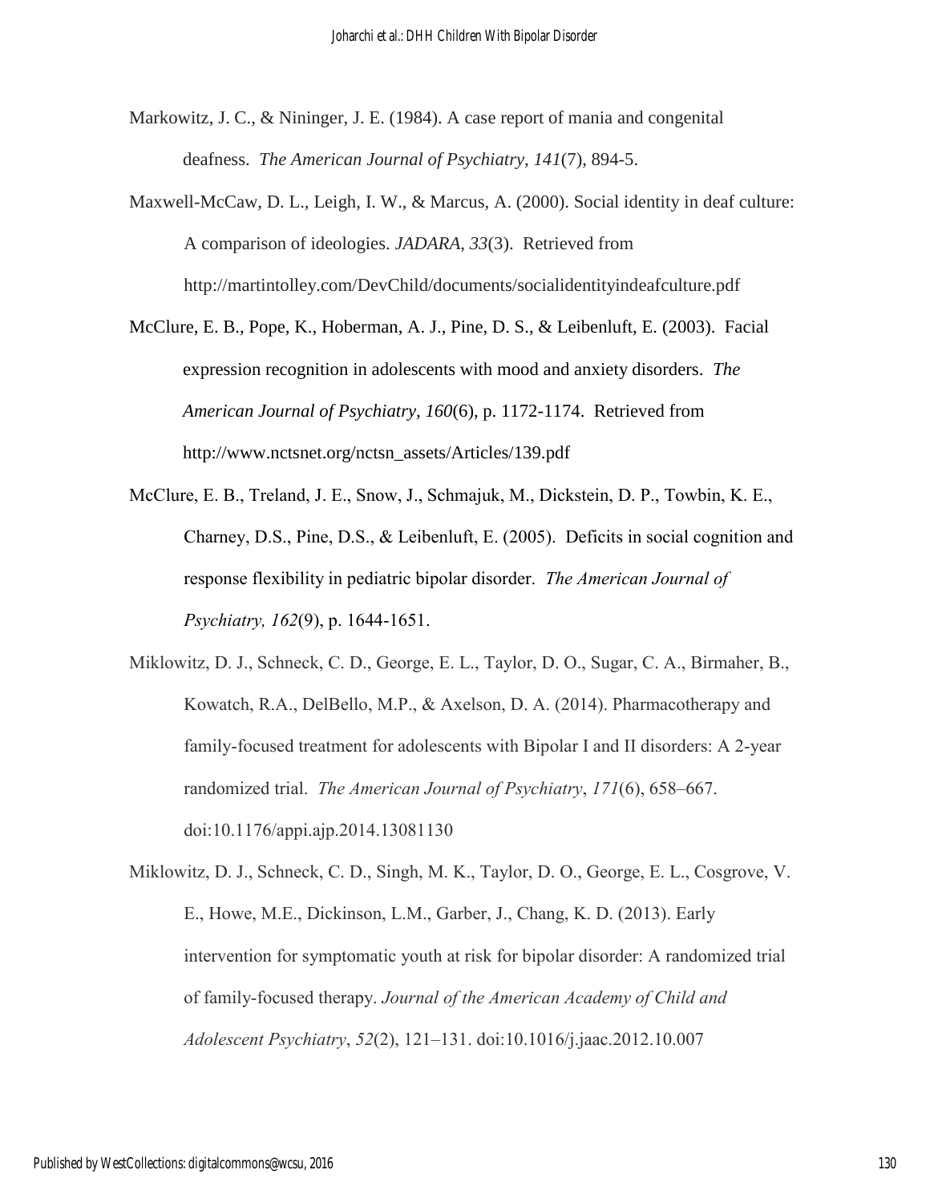Markowitz, J. C., & Nininger, J. E. (1984). A case report of mania and congenital deafness. *The American Journal of Psychiatry*, *141*(7), 894-5.

Maxwell-McCaw, D. L., Leigh, I. W., & Marcus, A. (2000). Social identity in deaf culture: A comparison of ideologies. *JADARA*, *33*(3). Retrieved from http://martintolley.com/DevChild/documents/socialidentityindeafculture.pdf

McClure, E. B., Pope, K., Hoberman, A. J., Pine, D. S., & Leibenluft, E. (2003). Facial expression recognition in adolescents with mood and anxiety disorders. *The American Journal of Psychiatry, 160*(6), p. 1172-1174. Retrieved from http://www.nctsnet.org/nctsn_assets/Articles/139.pdf

McClure, E. B., Treland, J. E., Snow, J., Schmajuk, M., Dickstein, D. P., Towbin, K. E., Charney, D.S., Pine, D.S., & Leibenluft, E. (2005). Deficits in social cognition and response flexibility in pediatric bipolar disorder. *The American Journal of Psychiatry, 162*(9), p. 1644-1651.

Miklowitz, D. J., Schneck, C. D., George, E. L., Taylor, D. O., Sugar, C. A., Birmaher, B., Kowatch, R.A., DelBello, M.P., & Axelson, D. A. (2014). Pharmacotherapy and family-focused treatment for adolescents with Bipolar I and II disorders: A 2-year randomized trial. *The American Journal of Psychiatry*, *171*(6), 658–667. doi:10.1176/appi.ajp.2014.13081130

Miklowitz, D. J., Schneck, C. D., Singh, M. K., Taylor, D. O., George, E. L., Cosgrove, V. E., Howe, M.E., Dickinson, L.M., Garber, J., Chang, K. D. (2013). Early intervention for symptomatic youth at risk for bipolar disorder: A randomized trial of family-focused therapy. *Journal of the American Academy of Child and Adolescent Psychiatry*, *52*(2), 121–131. doi:10.1016/j.jaac.2012.10.007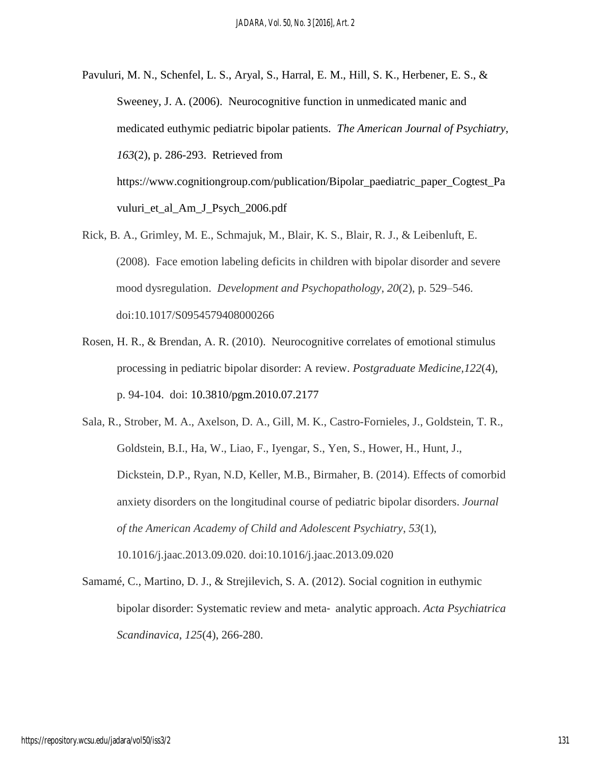Pavuluri, M. N., Schenfel, L. S., Aryal, S., Harral, E. M., Hill, S. K., Herbener, E. S., & Sweeney, J. A. (2006). Neurocognitive function in unmedicated manic and medicated euthymic pediatric bipolar patients. *The American Journal of Psychiatry, 163*(2), p. 286-293. Retrieved from https://www.cognitiongroup.com/publication/Bipolar_paediatric_paper_Cogtest_Pavuluri_et_al_Am_J_Psych_2006.pdf

Rick, B. A., Grimley, M. E., Schmajuk, M., Blair, K. S., Blair, R. J., & Leibenluft, E. (2008). Face emotion labeling deficits in children with bipolar disorder and severe mood dysregulation. *Development and Psychopathology*, *20*(2), p. 529–546. doi:10.1017/S0954579408000266

Rosen, H. R., & Brendan, A. R. (2010). Neurocognitive correlates of emotional stimulus processing in pediatric bipolar disorder: A review. *Postgraduate Medicine,122*(4), p. 94-104. doi: 10.3810/pgm.2010.07.2177

Sala, R., Strober, M. A., Axelson, D. A., Gill, M. K., Castro-Fornieles, J., Goldstein, T. R., Goldstein, B.I., Ha, W., Liao, F., Iyengar, S., Yen, S., Hower, H., Hunt, J., Dickstein, D.P., Ryan, N.D, Keller, M.B., Birmaher, B. (2014). Effects of comorbid anxiety disorders on the longitudinal course of pediatric bipolar disorders. *Journal of the American Academy of Child and Adolescent Psychiatry*, *53*(1), 10.1016/j.jaac.2013.09.020. doi:10.1016/j.jaac.2013.09.020

Samamé, C., Martino, D. J., & Strejilevich, S. A. (2012). Social cognition in euthymic bipolar disorder: Systematic review and meta- analytic approach. *Acta Psychiatrica Scandinavica*, *125*(4), 266-280.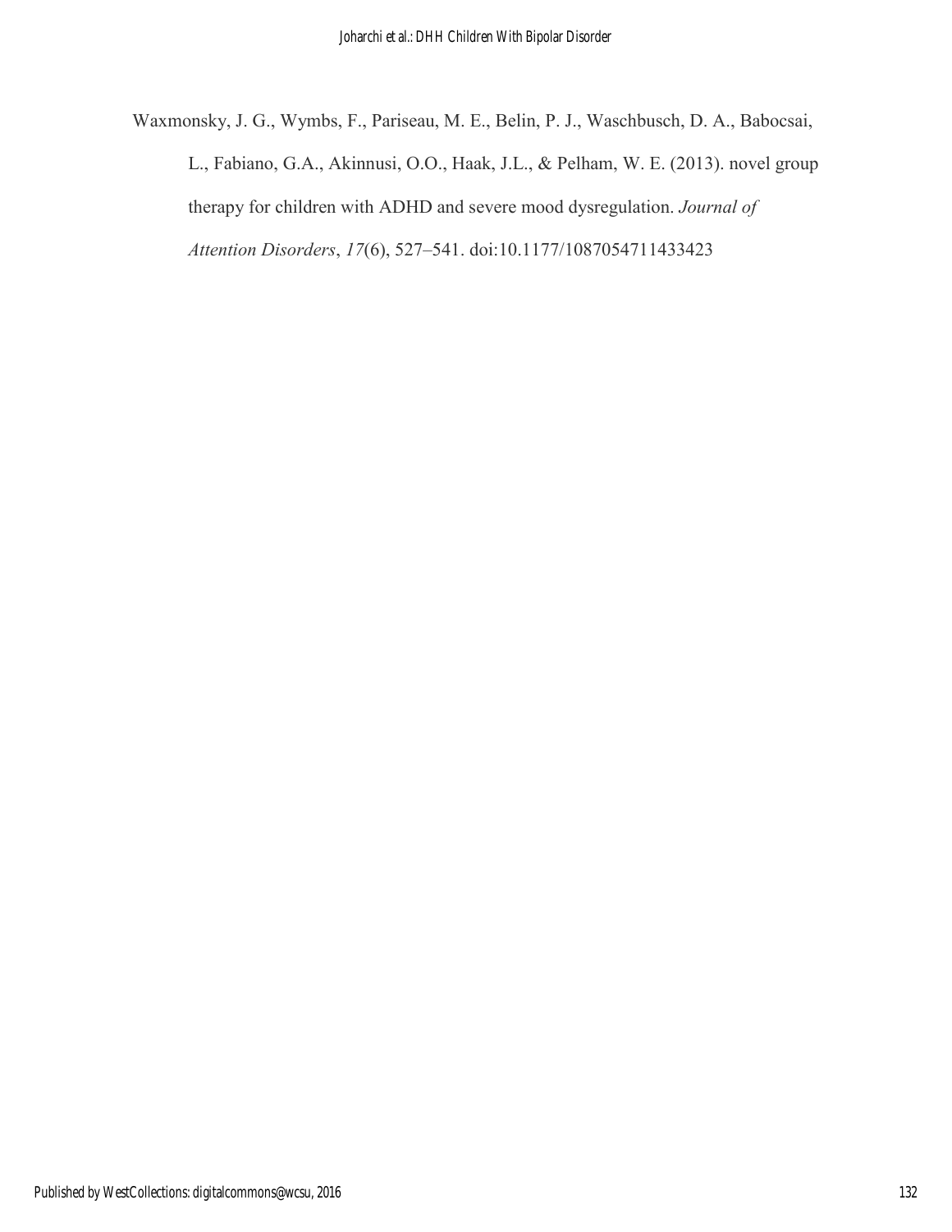Waxmonsky, J. G., Wymbs, F., Pariseau, M. E., Belin, P. J., Waschbusch, D. A., Babocsai, L., Fabiano, G.A., Akinnusi, O.O., Haak, J.L., & Pelham, W. E. (2013). novel group therapy for children with ADHD and severe mood dysregulation. *Journal of Attention Disorders*, *17*(6), 527–541. doi:10.1177/1087054711433423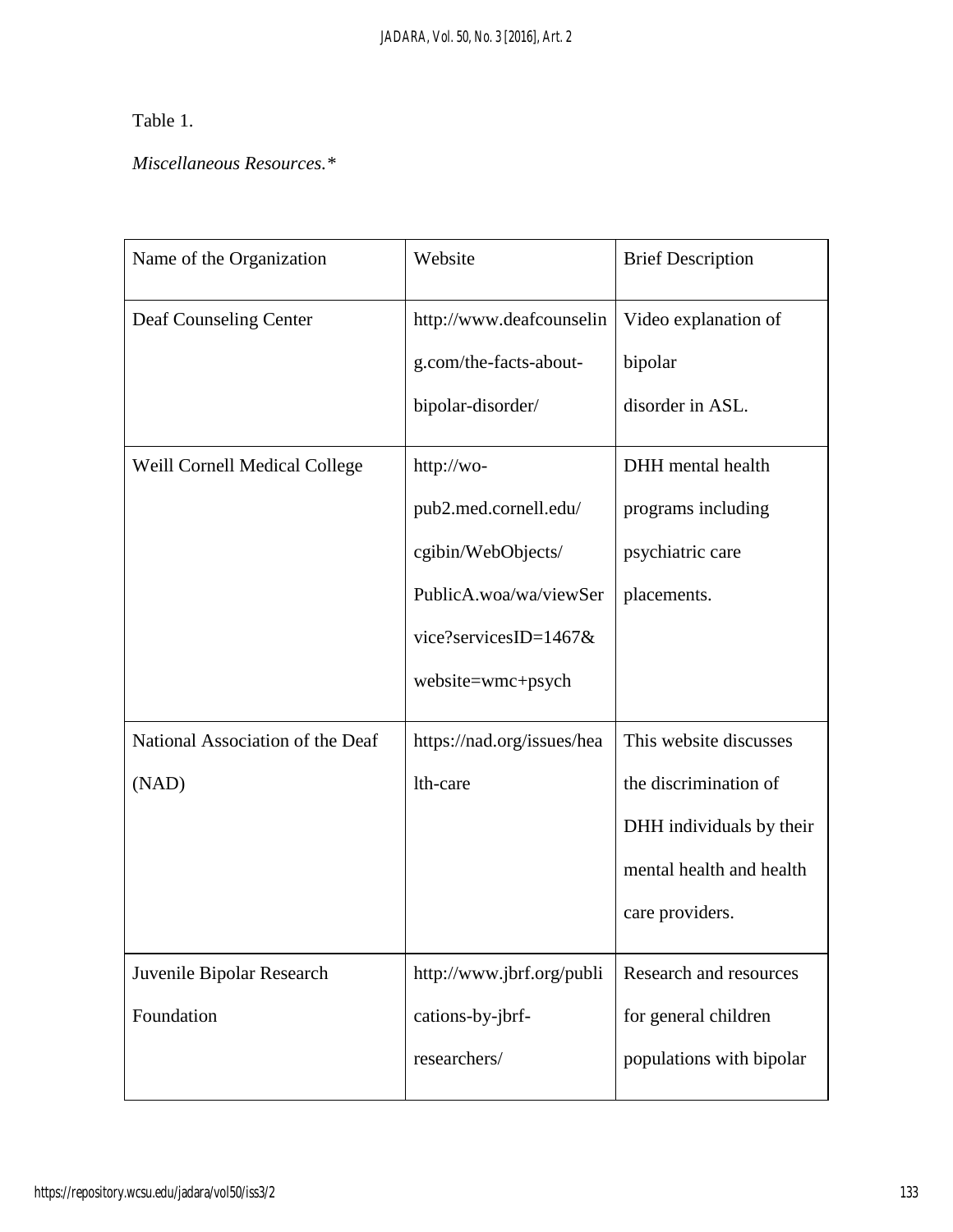Table 1.

*Miscellaneous Resources.**

| Name of the Organization | Website | Brief Description |
| --- | --- | --- |
| Deaf Counseling Center | http://www.deafcounseling.com/the-facts-about-bipolar-disorder/ | Video explanation of bipolar disorder in ASL. |
| Weill Cornell Medical College | http://wo-pub2.med.cornell.edu/cgibin/WebObjects/PublicA.woa/wa/viewService?servicesID=1467&website=wmc+psych | DHH mental health programs including psychiatric care placements. |
| National Association of the Deaf (NAD) | https://nad.org/issues/health-care | This website discusses the discrimination of DHH individuals by their mental health and health care providers. |
| Juvenile Bipolar Research Foundation | http://www.jbrf.org/publications-by-jbrf-researchers/ | Research and resources for general children populations with bipolar |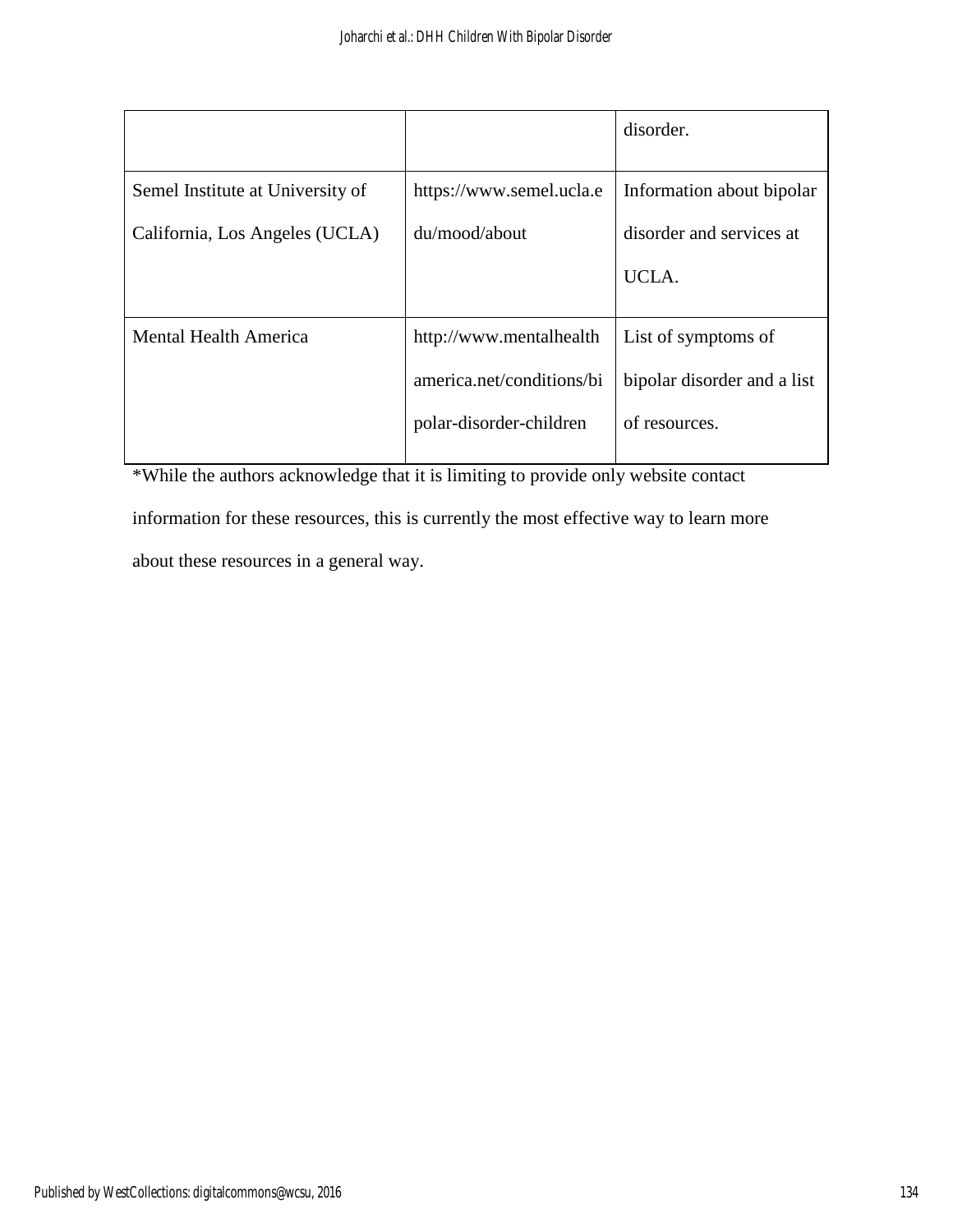| | | |
|---|---|---|
| | | disorder. |
| Semel Institute at University of California, Los Angeles (UCLA) | https://www.semel.ucla.edu/mood/about | Information about bipolar disorder and services at UCLA. |
| Mental Health America | http://www.mentalhealthamerica.net/conditions/bipolar-disorder-children | List of symptoms of bipolar disorder and a list of resources. |

*While the authors acknowledge that it is limiting to provide only website contact information for these resources, this is currently the most effective way to learn more about these resources in a general way.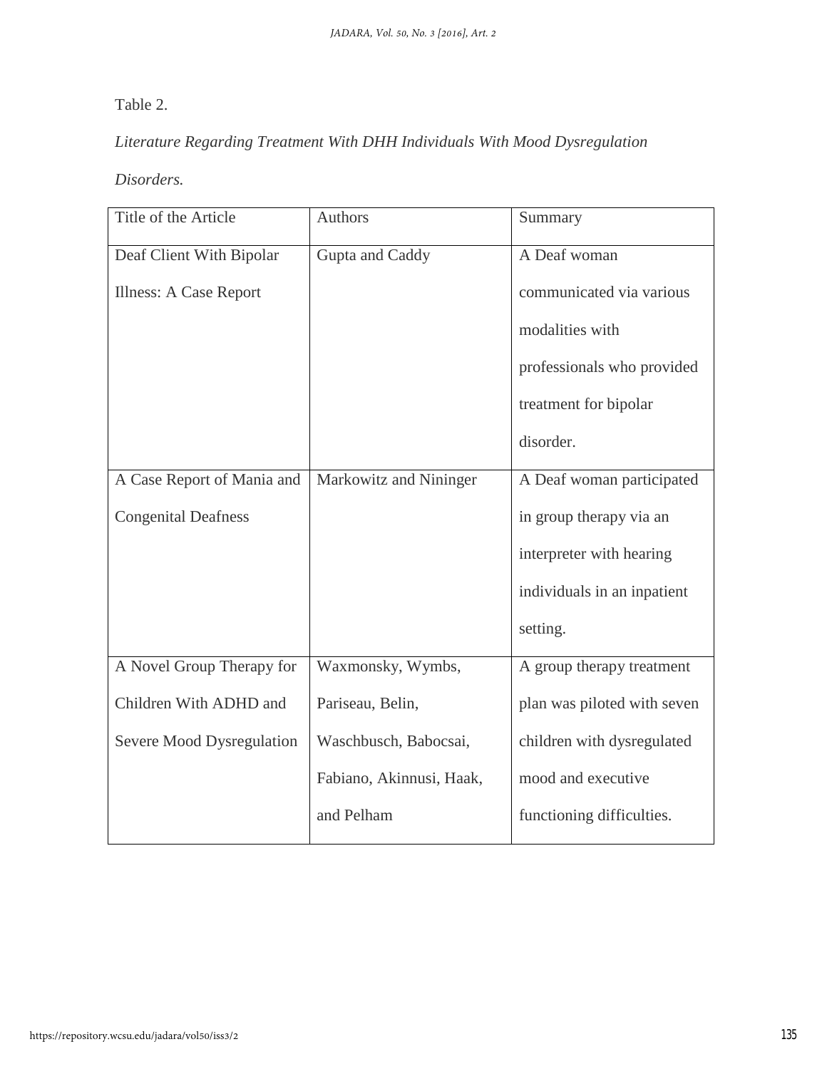Table 2.

*Literature Regarding Treatment With DHH Individuals With Mood Dysregulation Disorders.*

| Title of the Article | Authors | Summary |
| --- | --- | --- |
| Deaf Client With Bipolar Illness: A Case Report | Gupta and Caddy | A Deaf woman communicated via various modalities with professionals who provided treatment for bipolar disorder. |
| A Case Report of Mania and Congenital Deafness | Markowitz and Nininger | A Deaf woman participated in group therapy via an interpreter with hearing individuals in an inpatient setting. |
| A Novel Group Therapy for Children With ADHD and Severe Mood Dysregulation | Waxmonsky, Wymbs, Pariseau, Belin, Waschbusch, Babocsai, Fabiano, Akinnusi, Haak, and Pelham | A group therapy treatment plan was piloted with seven children with dysregulated mood and executive functioning difficulties. |